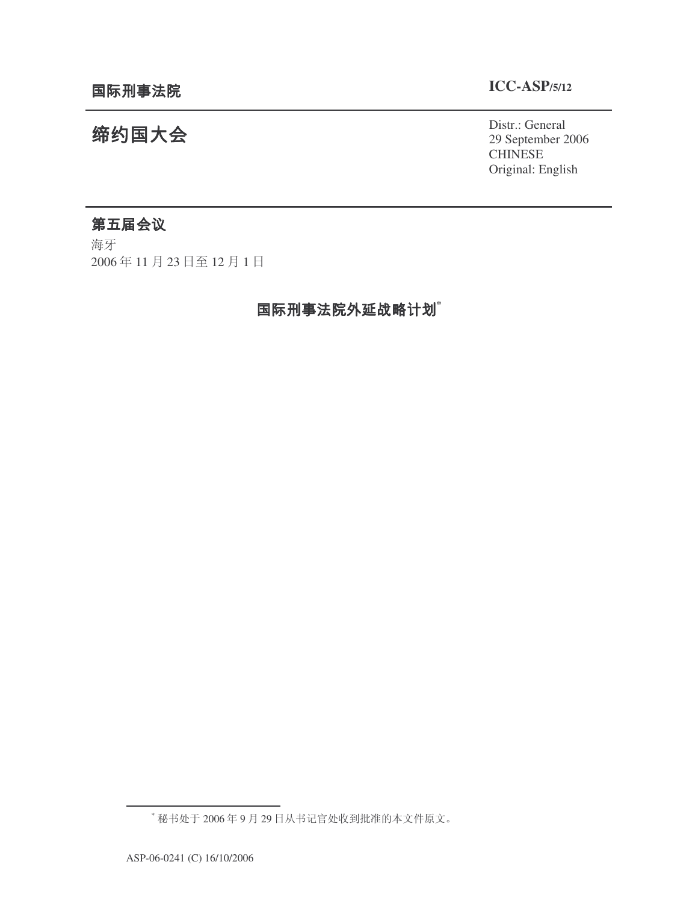**国际刑事法院** **ICC-ASP/5/12**

# 缔约国大会

Distr.: General
29 September 2006
CHINESE
Original: English

## 第五届会议

海牙
2006 年 11 月 23 日至 12 月 1 日

# 国际刑事法院外延战略计划[*]

[*] 秘书处于 2006 年 9 月 29 日从书记官处收到批准的本文件原文。

ASP-06-0241 (C) 16/10/2006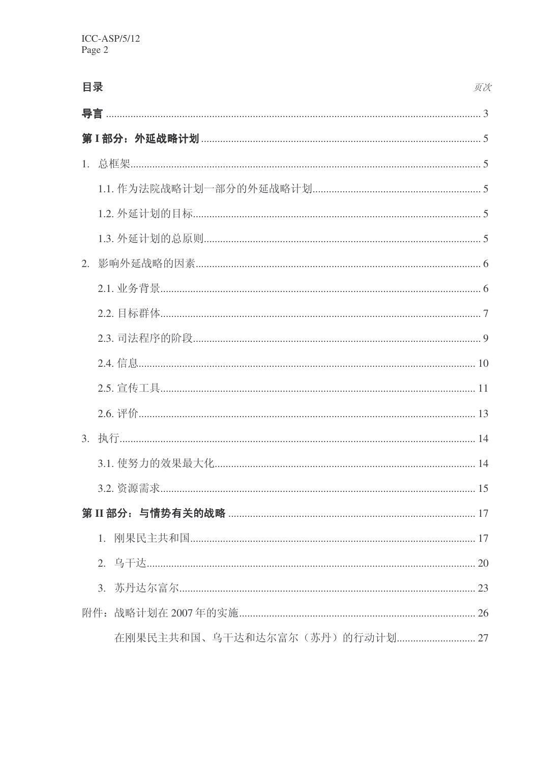**目录** *页次*

**导言** ........................................................................................................................................ 3

**第 I 部分：外延战略计划** ...................................................................................................... 5

1. 总框架............................................................................................................................... 5

  1.1. 作为法院战略计划一部分的外延战略计划............................................................. 5

  1.2. 外延计划的目标........................................................................................................ 5

  1.3. 外延计划的总原则.................................................................................................... 5

2. 影响外延战略的因素....................................................................................................... 6

  2.1. 业务背景.................................................................................................................... 6

  2.2. 目标群体.................................................................................................................... 7

  2.3. 司法程序的阶段........................................................................................................ 9

  2.4. 信息.......................................................................................................................... 10

  2.5. 宣传工具.................................................................................................................. 11

  2.6. 评价.......................................................................................................................... 13

3. 执行................................................................................................................................. 14

  3.1. 使努力的效果最大化.............................................................................................. 14

  3.2. 资源需求.................................................................................................................. 15

**第 II 部分：与情势有关的战略** ........................................................................................... 17

  1. 刚果民主共和国........................................................................................................ 17

  2. 乌干达........................................................................................................................ 20

  3. 苏丹达尔富尔............................................................................................................ 23

附件：战略计划在 2007 年的实施...................................................................................... 26

  在刚果民主共和国、乌干达和达尔富尔（苏丹）的行动计划............................ 27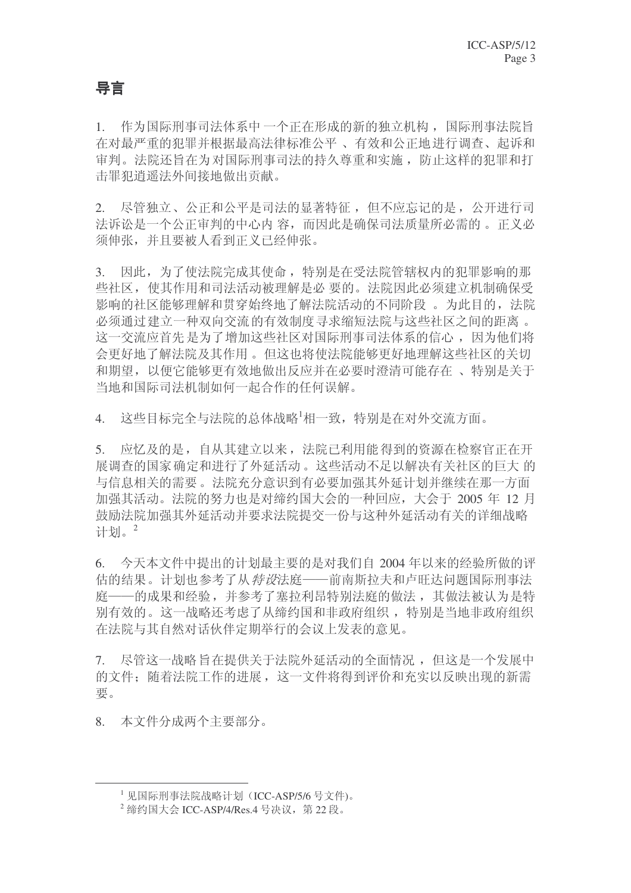# 导言

1. 作为国际刑事司法体系中一个正在形成的新的独立机构，国际刑事法院旨在对最严重的犯罪并根据最高法律标准公平、有效和公正地进行调查、起诉和审判。法院还旨在为对国际刑事司法的持久尊重和实施，防止这样的犯罪和打击罪犯逍遥法外间接地做出贡献。

2. 尽管独立、公正和公平是司法的显著特征，但不应忘记的是，公开进行司法诉讼是一个公正审判的中心内容，而因此是确保司法质量所必需的。正义必须伸张，并且要被人看到正义已经伸张。

3. 因此，为了使法院完成其使命，特别是在受法院管辖权内的犯罪影响的那些社区，使其作用和司法活动被理解是必要的。法院因此必须建立机制确保受影响的社区能够理解和贯穿始终地了解法院活动的不同阶段。为此目的，法院必须通过建立一种双向交流的有效制度寻求缩短法院与这些社区之间的距离。这一交流应首先是为了增加这些社区对国际刑事司法体系的信心，因为他们将会更好地了解法院及其作用。但这也将使法院能够更好地理解这些社区的关切和期望，以便它能够更有效地做出反应并在必要时澄清可能存在、特别是关于当地和国际司法机制如何一起合作的任何误解。

4. 这些目标完全与法院的总体战略[1]相一致，特别是在对外交流方面。

5. 应忆及的是，自从其建立以来，法院已利用能得到的资源在检察官正在开展调查的国家确定和进行了外延活动。这些活动不足以解决有关社区的巨大的与信息相关的需要。法院充分意识到有必要加强其外延计划并继续在那一方面加强其活动。法院的努力也是对缔约国大会的一种回应，大会于 2005 年 12 月鼓励法院加强其外延活动并要求法院提交一份与这种外延活动有关的详细战略计划。[2]

6. 今天本文件中提出的计划最主要的是对我们自 2004 年以来的经验所做的评估的结果。计划也参考了从*特设*法庭——前南斯拉夫和卢旺达问题国际刑事法庭——的成果和经验，并参考了塞拉利昂特别法庭的做法，其做法被认为是特别有效的。这一战略还考虑了从缔约国和非政府组织，特别是当地非政府组织在法院与其自然对话伙伴定期举行的会议上发表的意见。

7. 尽管这一战略旨在提供关于法院外延活动的全面情况，但这是一个发展中的文件；随着法院工作的进展，这一文件将得到评价和充实以反映出现的新需要。

8. 本文件分成两个主要部分。

---

[1] 见国际刑事法院战略计划（ICC-ASP/5/6 号文件)。

[2] 缔约国大会 ICC-ASP/4/Res.4 号决议，第 22 段。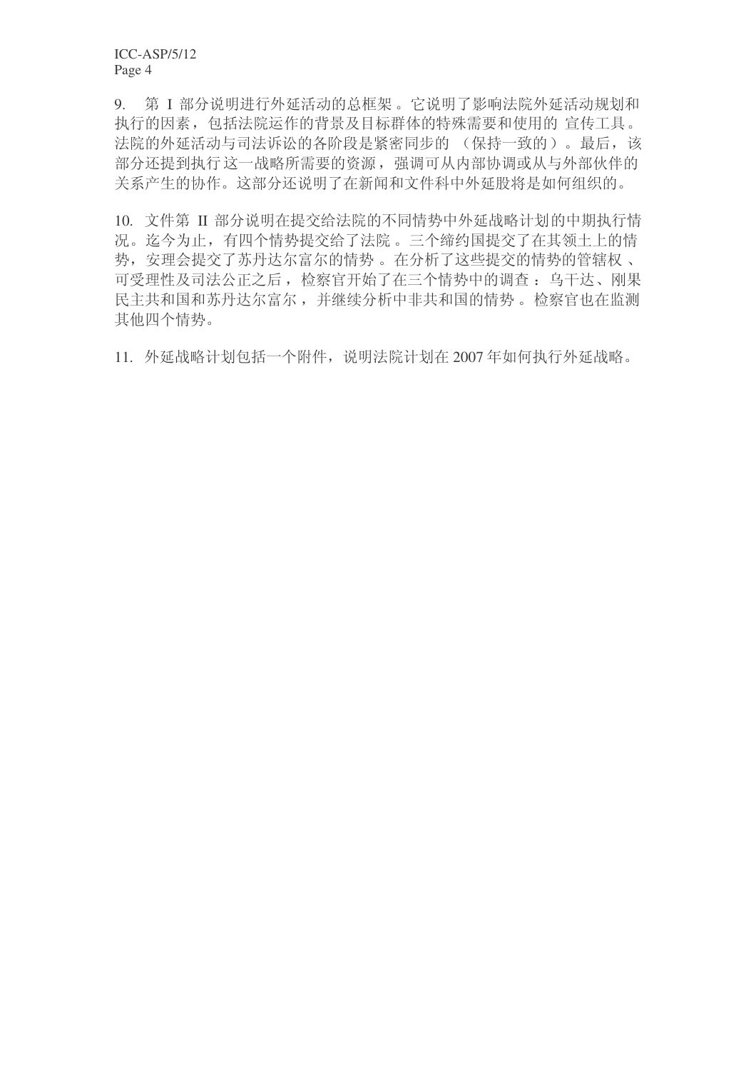9. 第 I 部分说明进行外延活动的总框架。它说明了影响法院外延活动规划和执行的因素，包括法院运作的背景及目标群体的特殊需要和使用的 宣传工具。法院的外延活动与司法诉讼的各阶段是紧密同步的 （保持一致的）。最后，该部分还提到执行这一战略所需要的资源，强调可从内部协调或从与外部伙伴的关系产生的协作。这部分还说明了在新闻和文件科中外延股将是如何组织的。

10. 文件第 II 部分说明在提交给法院的不同情势中外延战略计划的中期执行情况。迄今为止，有四个情势提交给了法院。三个缔约国提交了在其领土上的情势，安理会提交了苏丹达尔富尔的情势。在分析了这些提交的情势的管辖权、可受理性及司法公正之后，检察官开始了在三个情势中的调查：乌干达、刚果民主共和国和苏丹达尔富尔，并继续分析中非共和国的情势。检察官也在监测其他四个情势。

11. 外延战略计划包括一个附件，说明法院计划在 2007 年如何执行外延战略。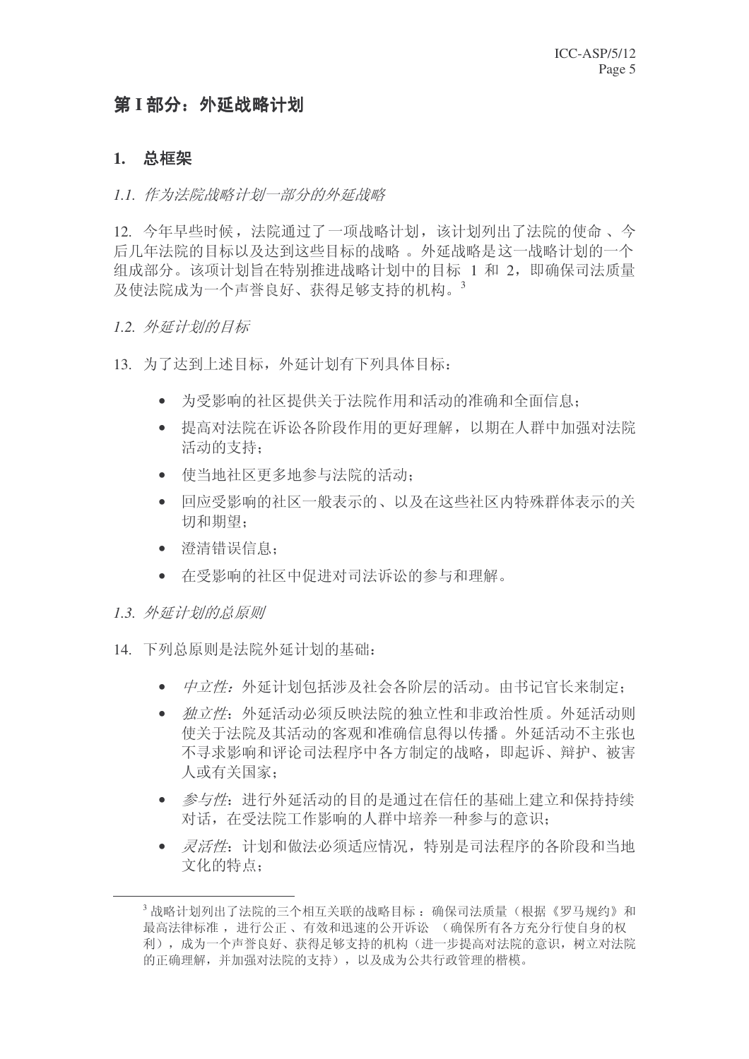## 第 I 部分：外延战略计划

### 1. 总框架

*1.1. 作为法院战略计划一部分的外延战略*

12. 今年早些时候，法院通过了一项战略计划，该计划列出了法院的使命 、今后几年法院的目标以及达到这些目标的战略 。外延战略是这一战略计划的一个组成部分。该项计划旨在特别推进战略计划中的目标 1 和 2，即确保司法质量及使法院成为一个声誉良好、获得足够支持的机构。[3]

*1.2. 外延计划的目标*

13. 为了达到上述目标，外延计划有下列具体目标：

- 为受影响的社区提供关于法院作用和活动的准确和全面信息；
- 提高对法院在诉讼各阶段作用的更好理解，以期在人群中加强对法院活动的支持；
- 使当地社区更多地参与法院的活动；
- 回应受影响的社区一般表示的、以及在这些社区内特殊群体表示的关切和期望；
- 澄清错误信息；
- 在受影响的社区中促进对司法诉讼的参与和理解。

*1.3. 外延计划的总原则*

14. 下列总原则是法院外延计划的基础：

- *中立性：*外延计划包括涉及社会各阶层的活动。由书记官长来制定；
- *独立性*：外延活动必须反映法院的独立性和非政治性质。外延活动则使关于法院及其活动的客观和准确信息得以传播。外延活动不主张也不寻求影响和评论司法程序中各方制定的战略，即起诉、辩护、被害人或有关国家；
- *参与性*：进行外延活动的目的是通过在信任的基础上建立和保持持续对话，在受法院工作影响的人群中培养一种参与的意识；
- *灵活性*：计划和做法必须适应情况，特别是司法程序的各阶段和当地文化的特点；

---

[3] 战略计划列出了法院的三个相互关联的战略目标 ：确保司法质量（根据《罗马规约》和最高法律标准 ，进行公正 、有效和迅速的公开诉讼 （确保所有各方充分行使自身的权利），成为一个声誉良好、获得足够支持的机构（进一步提高对法院的意识，树立对法院的正确理解，并加强对法院的支持），以及成为公共行政管理的楷模。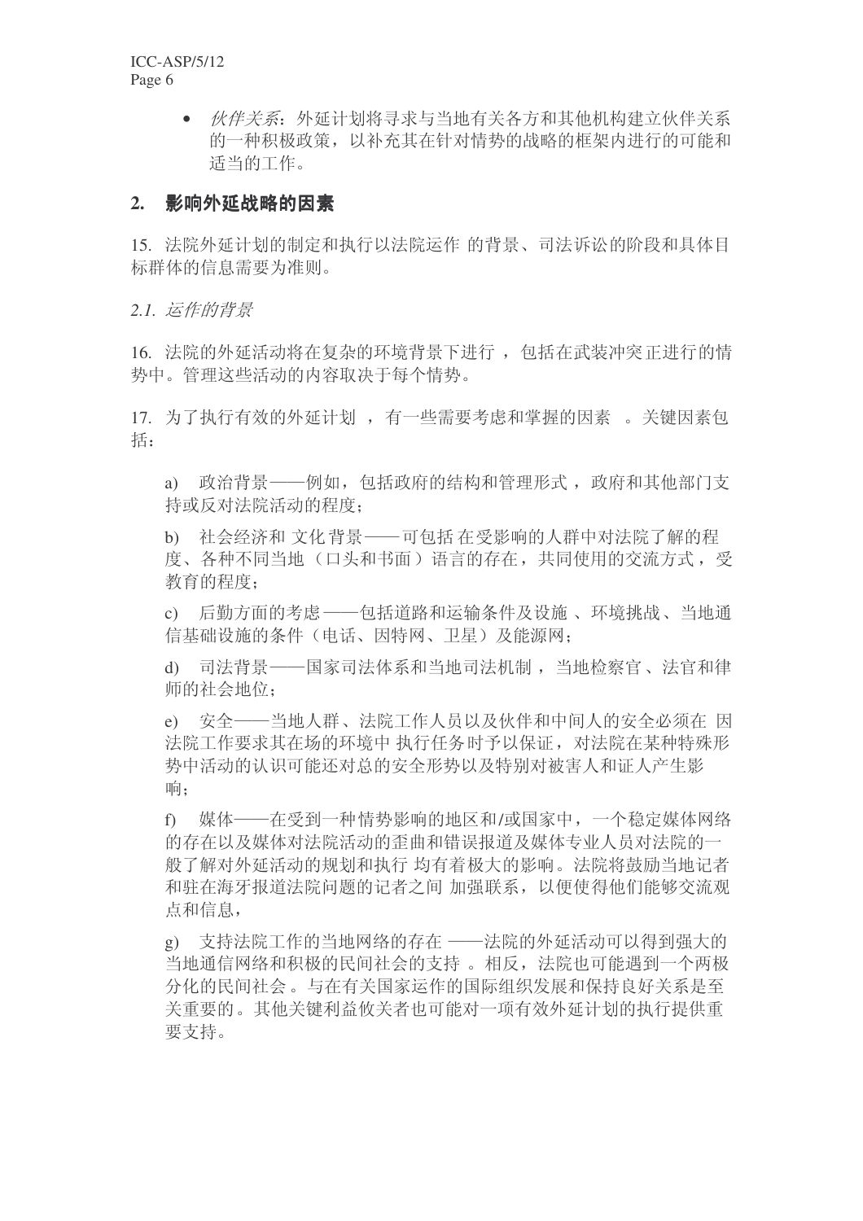- *伙伴关系*：外延计划将寻求与当地有关各方和其他机构建立伙伴关系的一种积极政策，以补充其在针对情势的战略的框架内进行的可能和适当的工作。

## 2. 影响外延战略的因素

15. 法院外延计划的制定和执行以法院运作 的背景、司法诉讼的阶段和具体目标群体的信息需要为准则。

*2.1. 运作的背景*

16. 法院的外延活动将在复杂的环境背景下进行 ，包括在武装冲突正进行的情势中。管理这些活动的内容取决于每个情势。

17. 为了执行有效的外延计划 ，有一些需要考虑和掌握的因素 。关键因素包括：

a) 政治背景——例如，包括政府的结构和管理形式，政府和其他部门支持或反对法院活动的程度；

b) 社会经济和 文化背景——可包括 在受影响的人群中对法院了解的程度、各种不同当地（口头和书面）语言的存在，共同使用的交流方式，受教育的程度；

c) 后勤方面的考虑——包括道路和运输条件及设施 、环境挑战、当地通信基础设施的条件（电话、因特网、卫星）及能源网；

d) 司法背景——国家司法体系和当地司法机制，当地检察官、法官和律师的社会地位；

e) 安全——当地人群、法院工作人员以及伙伴和中间人的安全必须在 因法院工作要求其在场的环境中 执行任务时予以保证，对法院在某种特殊形势中活动的认识可能还对总的安全形势以及特别对被害人和证人产生影响；

f) 媒体——在受到一种情势影响的地区和/或国家中，一个稳定媒体网络的存在以及媒体对法院活动的歪曲和错误报道及媒体专业人员对法院的一般了解对外延活动的规划和执行 均有着极大的影响。法院将鼓励当地记者和驻在海牙报道法院问题的记者之间 加强联系，以便使得他们能够交流观点和信息，

g) 支持法院工作的当地网络的存在 ——法院的外延活动可以得到强大的当地通信网络和积极的民间社会的支持 。相反，法院也可能遇到一个两极分化的民间社会 。与在有关国家运作的国际组织发展和保持良好关系是至关重要的 。其他关键利益攸关者也可能对一项有效外延计划的执行提供重要支持。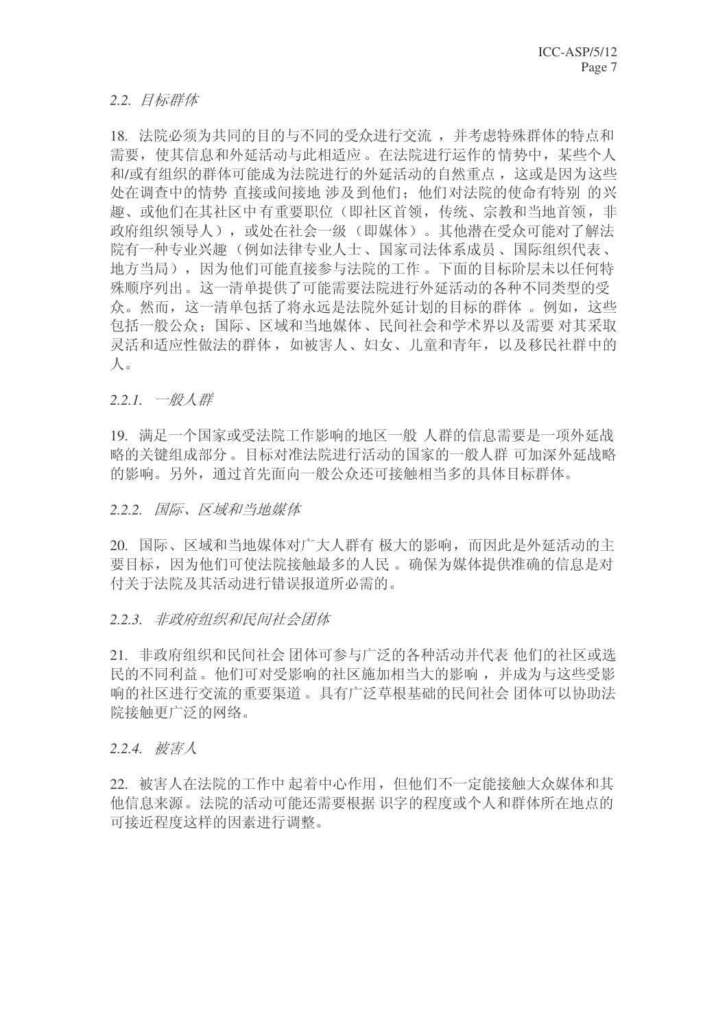### *2.2. 目标群体*

18. 法院必须为共同的目的与不同的受众进行交流，并考虑特殊群体的特点和需要，使其信息和外延活动与此相适应。在法院进行运作的情势中，某些个人和/或有组织的群体可能成为法院进行的外延活动的自然重点，这或是因为这些处在调查中的情势直接或间接地涉及到他们；他们对法院的使命有特别的兴趣、或他们在其社区中有重要职位（即社区首领，传统、宗教和当地首领，非政府组织领导人），或处在社会一级（即媒体）。其他潜在受众可能对了解法院有一种专业兴趣（例如法律专业人士、国家司法体系成员、国际组织代表、地方当局），因为他们可能直接参与法院的工作。下面的目标阶层未以任何特殊顺序列出。这一清单提供了可能需要法院进行外延活动的各种不同类型的受众。然而，这一清单包括了将永远是法院外延计划的目标的群体。例如，这些包括一般公众；国际、区域和当地媒体、民间社会和学术界以及需要对其采取灵活和适应性做法的群体，如被害人、妇女、儿童和青年，以及移民社群中的人。

#### *2.2.1. 一般人群*

19. 满足一个国家或受法院工作影响的地区一般人群的信息需要是一项外延战略的关键组成部分。目标对准法院进行活动的国家的一般人群可加深外延战略的影响。另外，通过首先面向一般公众还可接触相当多的具体目标群体。

#### *2.2.2. 国际、区域和当地媒体*

20. 国际、区域和当地媒体对广大人群有极大的影响，而因此是外延活动的主要目标，因为他们可使法院接触最多的人民。确保为媒体提供准确的信息是对付关于法院及其活动进行错误报道所必需的。

#### *2.2.3. 非政府组织和民间社会团体*

21. 非政府组织和民间社会团体可参与广泛的各种活动并代表他们的社区或选民的不同利益。他们可对受影响的社区施加相当大的影响，并成为与这些受影响的社区进行交流的重要渠道。具有广泛草根基础的民间社会团体可以协助法院接触更广泛的网络。

#### *2.2.4. 被害人*

22. 被害人在法院的工作中起着中心作用，但他们不一定能接触大众媒体和其他信息来源。法院的活动可能还需要根据识字的程度或个人和群体所在地点的可接近程度这样的因素进行调整。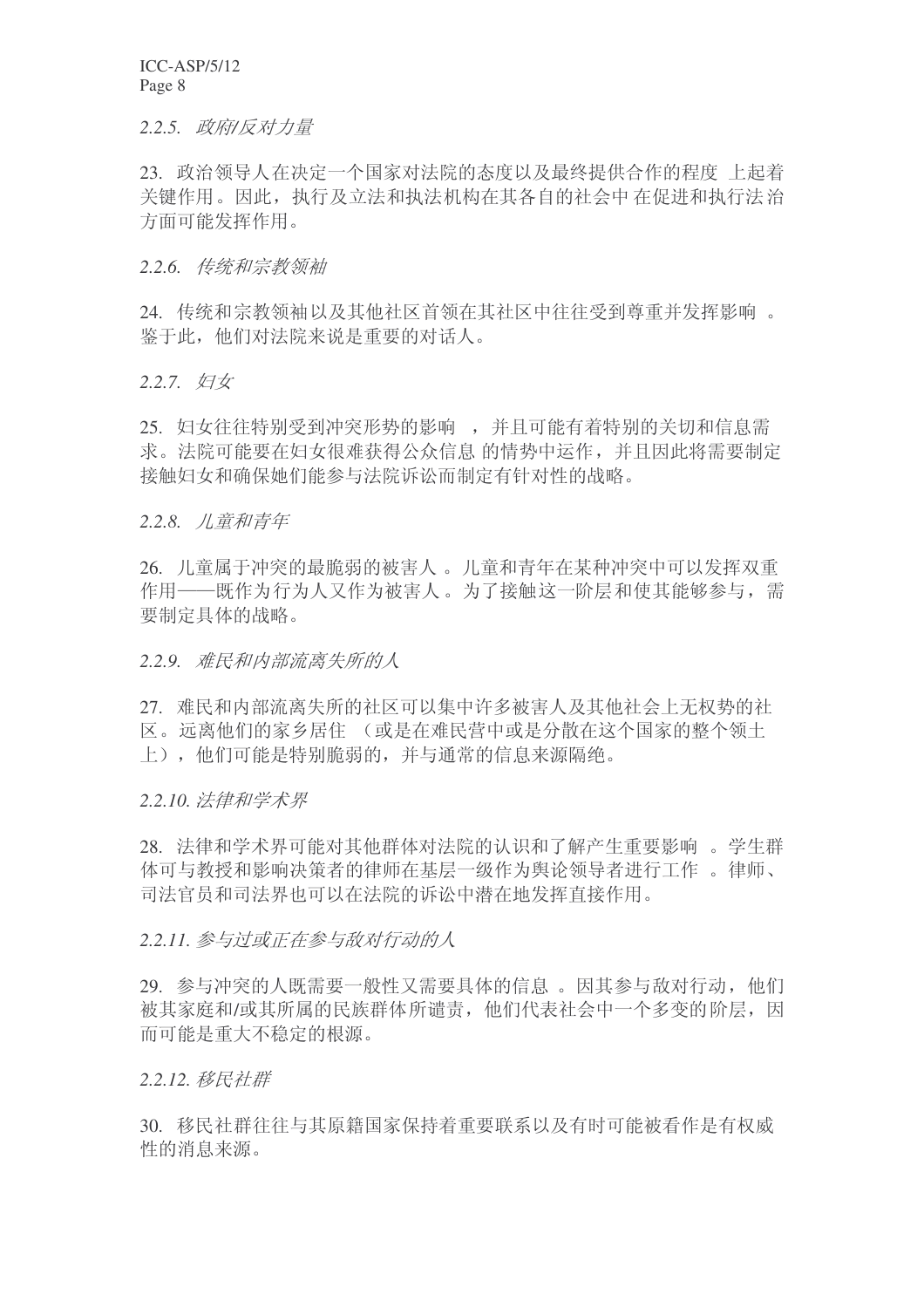### *2.2.5. 政府/反对力量*

23. 政治领导人在决定一个国家对法院的态度以及最终提供合作的程度 上起着关键作用。因此，执行及立法和执法机构在其各自的社会中 在促进和执行法治方面可能发挥作用。

### *2.2.6. 传统和宗教领袖*

24. 传统和宗教领袖以及其他社区首领在其社区中往往受到尊重并发挥影响 。鉴于此，他们对法院来说是重要的对话人。

### *2.2.7. 妇女*

25. 妇女往往特别受到冲突形势的影响 ，并且可能有着特别的关切和信息需求。法院可能要在妇女很难获得公众信息 的情势中运作，并且因此将需要制定接触妇女和确保她们能参与法院诉讼而制定有针对性的战略。

### *2.2.8. 儿童和青年*

26. 儿童属于冲突的最脆弱的被害人 。儿童和青年在某种冲突中可以发挥双重作用——既作为行为人又作为被害人 。为了接触这一阶层和使其能够参与，需要制定具体的战略。

### *2.2.9. 难民和内部流离失所的人*

27. 难民和内部流离失所的社区可以集中许多被害人及其他社会上无权势的社区。远离他们的家乡居住 （或是在难民营中或是分散在这个国家的整个领土上），他们可能是特别脆弱的，并与通常的信息来源隔绝。

### *2.2.10. 法律和学术界*

28. 法律和学术界可能对其他群体对法院的认识和了解产生重要影响 。学生群体可与教授和影响决策者的律师在基层一级作为舆论领导者进行工作 。律师、司法官员和司法界也可以在法院的诉讼中潜在地发挥直接作用。

### *2.2.11. 参与过或正在参与敌对行动的人*

29. 参与冲突的人既需要一般性又需要具体的信息 。因其参与敌对行动，他们被其家庭和/或其所属的民族群体所谴责，他们代表社会中一个多变的阶层，因而可能是重大不稳定的根源。

### *2.2.12. 移民社群*

30. 移民社群往往与其原籍国家保持着重要联系以及有时可能被看作是有权威性的消息来源。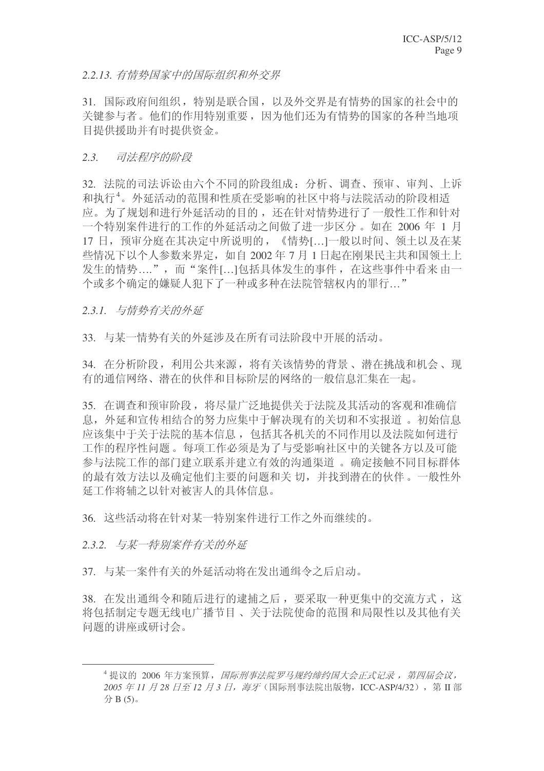### *2.2.13. 有情势国家中的国际组织和外交界*

31. 国际政府间组织，特别是联合国，以及外交界是有情势的国家的社会中的关键参与者。他们的作用特别重要，因为他们还为有情势的国家的各种当地项目提供援助并有时提供资金。

## *2.3. 司法程序的阶段*

32. 法院的司法诉讼由六个不同的阶段组成：分析、调查、预审、审判、上诉和执行[4]。外延活动的范围和性质在受影响的社区中将与法院活动的阶段相适应。为了规划和进行外延活动的目的，还在针对情势进行了一般性工作和针对一个特别案件进行的工作的外延活动之间做了进一步区分。如在 2006 年 1 月 17 日，预审分庭在其决定中所说明的，《情势[…]一般以时间、领土以及在某些情况下以个人参数来界定，如自 2002 年 7 月 1 日起在刚果民主共和国领土上发生的情势….”，而"案件[…]包括具体发生的事件，在这些事件中看来由一个或多个确定的嫌疑人犯下了一种或多种在法院管辖权内的罪行…"

### *2.3.1. 与情势有关的外延*

33. 与某一情势有关的外延涉及在所有司法阶段中开展的活动。

34. 在分析阶段，利用公共来源，将有关该情势的背景、潜在挑战和机会、现有的通信网络、潜在的伙伴和目标阶层的网络的一般信息汇集在一起。

35. 在调查和预审阶段，将尽量广泛地提供关于法院及其活动的客观和准确信息，外延和宣传相结合的努力应集中于解决现有的关切和不实报道。初始信息应该集中于关于法院的基本信息，包括其各机关的不同作用以及法院如何进行工作的程序性问题。每项工作必须是为了与受影响社区中的关键各方以及可能参与法院工作的部门建立联系并建立有效的沟通渠道。确定接触不同目标群体的最有效方法以及确定他们主要的问题和关切，并找到潜在的伙伴。一般性外延工作将辅之以针对被害人的具体信息。

36. 这些活动将在针对某一特别案件进行工作之外而继续的。

### *2.3.2. 与某一特别案件有关的外延*

37. 与某一案件有关的外延活动将在发出通缉令之后启动。

38. 在发出通缉令和随后进行的逮捕之后，要采取一种更集中的交流方式，这将包括制定专题无线电广播节目、关于法院使命的范围和局限性以及其他有关问题的讲座或研讨会。

---

[4] 提议的 2006 年方案预算，*国际刑事法院罗马规约缔约国大会正式记录，第四届会议，2005 年 11 月 28 日至 12 月 3 日，海牙*（国际刑事法院出版物，ICC-ASP/4/32），第 II 部分 B (5)。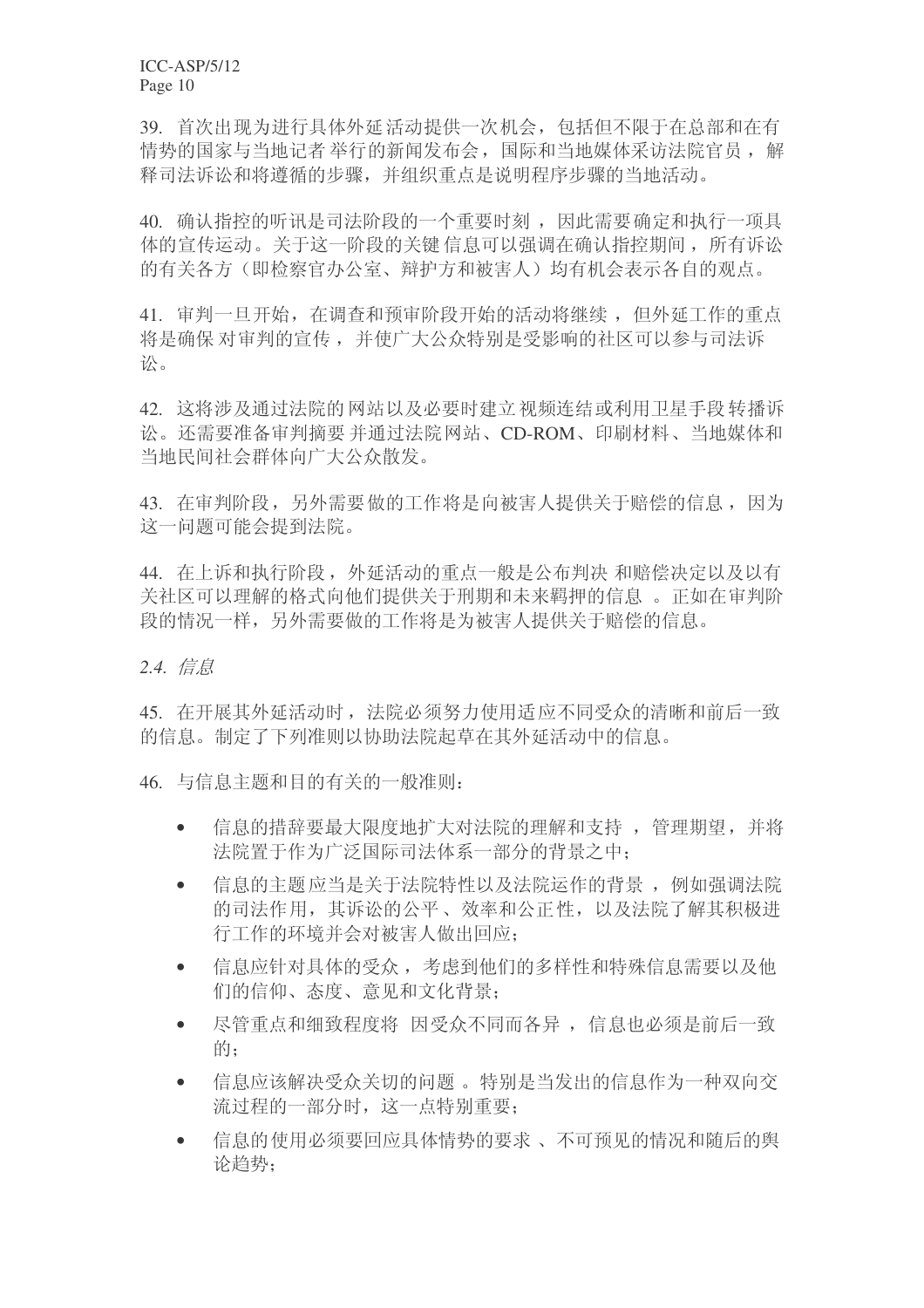39. 首次出现为进行具体外延活动提供一次机会，包括但不限于在总部和在有情势的国家与当地记者举行的新闻发布会，国际和当地媒体采访法院官员，解释司法诉讼和将遵循的步骤，并组织重点是说明程序步骤的当地活动。

40. 确认指控的听讯是司法阶段的一个重要时刻，因此需要确定和执行一项具体的宣传运动。关于这一阶段的关键信息可以强调在确认指控期间，所有诉讼的有关各方（即检察官办公室、辩护方和被害人）均有机会表示各自的观点。

41. 审判一旦开始，在调查和预审阶段开始的活动将继续，但外延工作的重点将是确保对审判的宣传，并使广大公众特别是受影响的社区可以参与司法诉讼。

42. 这将涉及通过法院的网站以及必要时建立视频连结或利用卫星手段转播诉讼。还需要准备审判摘要并通过法院网站、CD-ROM、印刷材料、当地媒体和当地民间社会群体向广大公众散发。

43. 在审判阶段，另外需要做的工作将是向被害人提供关于赔偿的信息，因为这一问题可能会提到法院。

44. 在上诉和执行阶段，外延活动的重点一般是公布判决和赔偿决定以及以有关社区可以理解的格式向他们提供关于刑期和未来羁押的信息。正如在审判阶段的情况一样，另外需要做的工作将是为被害人提供关于赔偿的信息。

*2.4. 信息*

45. 在开展其外延活动时，法院必须努力使用适应不同受众的清晰和前后一致的信息。制定了下列准则以协助法院起草在其外延活动中的信息。

46. 与信息主题和目的有关的一般准则：

- 信息的措辞要最大限度地扩大对法院的理解和支持，管理期望，并将法院置于作为广泛国际司法体系一部分的背景之中；
- 信息的主题应当是关于法院特性以及法院运作的背景，例如强调法院的司法作用，其诉讼的公平、效率和公正性，以及法院了解其积极进行工作的环境并会对被害人做出回应；
- 信息应针对具体的受众，考虑到他们的多样性和特殊信息需要以及他们的信仰、态度、意见和文化背景；
- 尽管重点和细致程度将因受众不同而各异，信息也必须是前后一致的；
- 信息应该解决受众关切的问题。特别是当发出的信息作为一种双向交流过程的一部分时，这一点特别重要；
- 信息的使用必须要回应具体情势的要求、不可预见的情况和随后的舆论趋势；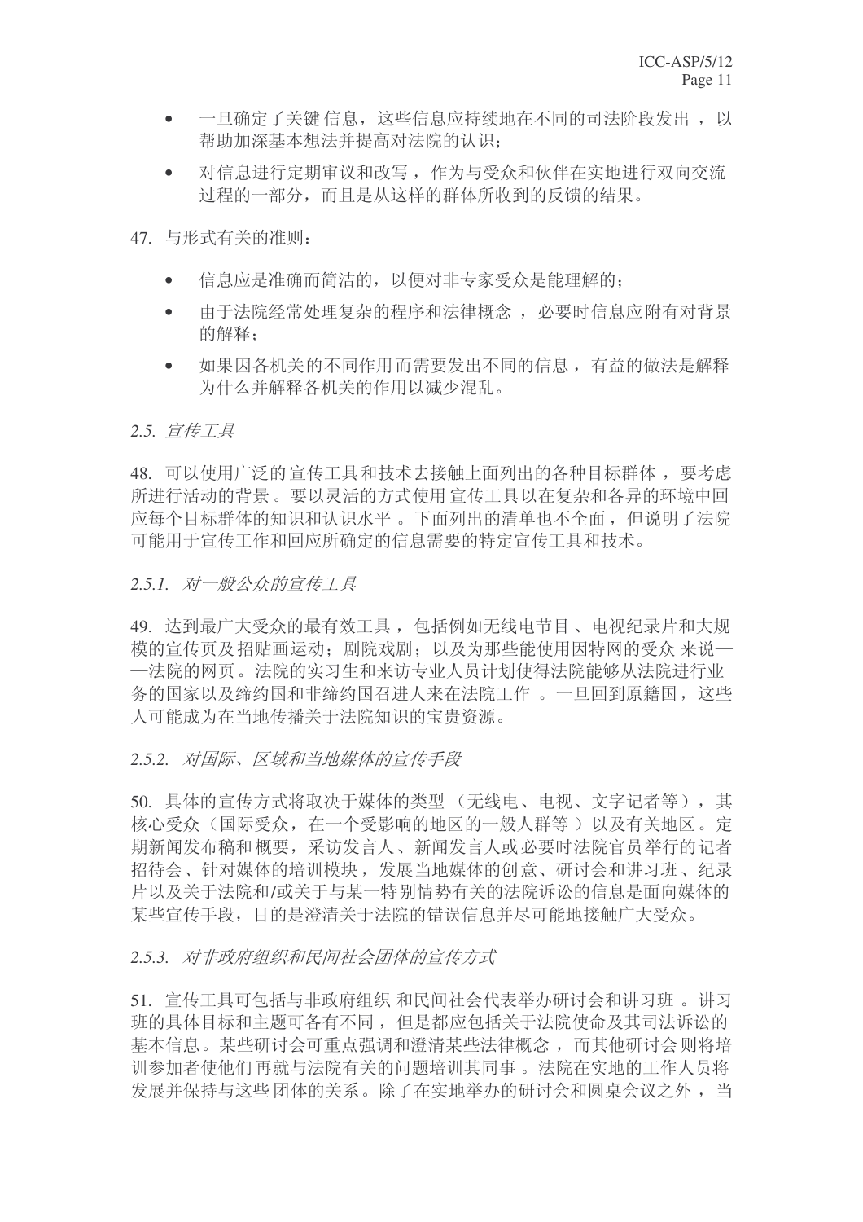- 一旦确定了关键信息，这些信息应持续地在不同的司法阶段发出，以帮助加深基本想法并提高对法院的认识；
- 对信息进行定期审议和改写，作为与受众和伙伴在实地进行双向交流过程的一部分，而且是从这样的群体所收到的反馈的结果。

47. 与形式有关的准则：

- 信息应是准确而简洁的，以便对非专家受众是能理解的；
- 由于法院经常处理复杂的程序和法律概念，必要时信息应附有对背景的解释；
- 如果因各机关的不同作用而需要发出不同的信息，有益的做法是解释为什么并解释各机关的作用以减少混乱。

*2.5. 宣传工具*

48. 可以使用广泛的宣传工具和技术去接触上面列出的各种目标群体，要考虑所进行活动的背景。要以灵活的方式使用宣传工具以在复杂和各异的环境中回应每个目标群体的知识和认识水平。下面列出的清单也不全面，但说明了法院可能用于宣传工作和回应所确定的信息需要的特定宣传工具和技术。

*2.5.1. 对一般公众的宣传工具*

49. 达到最广大受众的最有效工具，包括例如无线电节目、电视纪录片和大规模的宣传页及招贴画运动；剧院戏剧；以及为那些能使用因特网的受众来说——法院的网页。法院的实习生和来访专业人员计划使得法院能够从法院进行业务的国家以及缔约国和非缔约国召进人来在法院工作。一旦回到原籍国，这些人可能成为在当地传播关于法院知识的宝贵资源。

*2.5.2. 对国际、区域和当地媒体的宣传手段*

50. 具体的宣传方式将取决于媒体的类型（无线电、电视、文字记者等），其核心受众（国际受众，在一个受影响的地区的一般人群等）以及有关地区。定期新闻发布稿和概要，采访发言人、新闻发言人或必要时法院官员举行的记者招待会、针对媒体的培训模块，发展当地媒体的创意、研讨会和讲习班、纪录片以及关于法院和/或关于与某一特别情势有关的法院诉讼的信息是面向媒体的某些宣传手段，目的是澄清关于法院的错误信息并尽可能地接触广大受众。

*2.5.3. 对非政府组织和民间社会团体的宣传方式*

51. 宣传工具可包括与非政府组织和民间社会代表举办研讨会和讲习班。讲习班的具体目标和主题可各有不同，但是都应包括关于法院使命及其司法诉讼的基本信息。某些研讨会可重点强调和澄清某些法律概念，而其他研讨会则将培训参加者使他们再就与法院有关的问题培训其同事。法院在实地的工作人员将发展并保持与这些团体的关系。除了在实地举办的研讨会和圆桌会议之外，当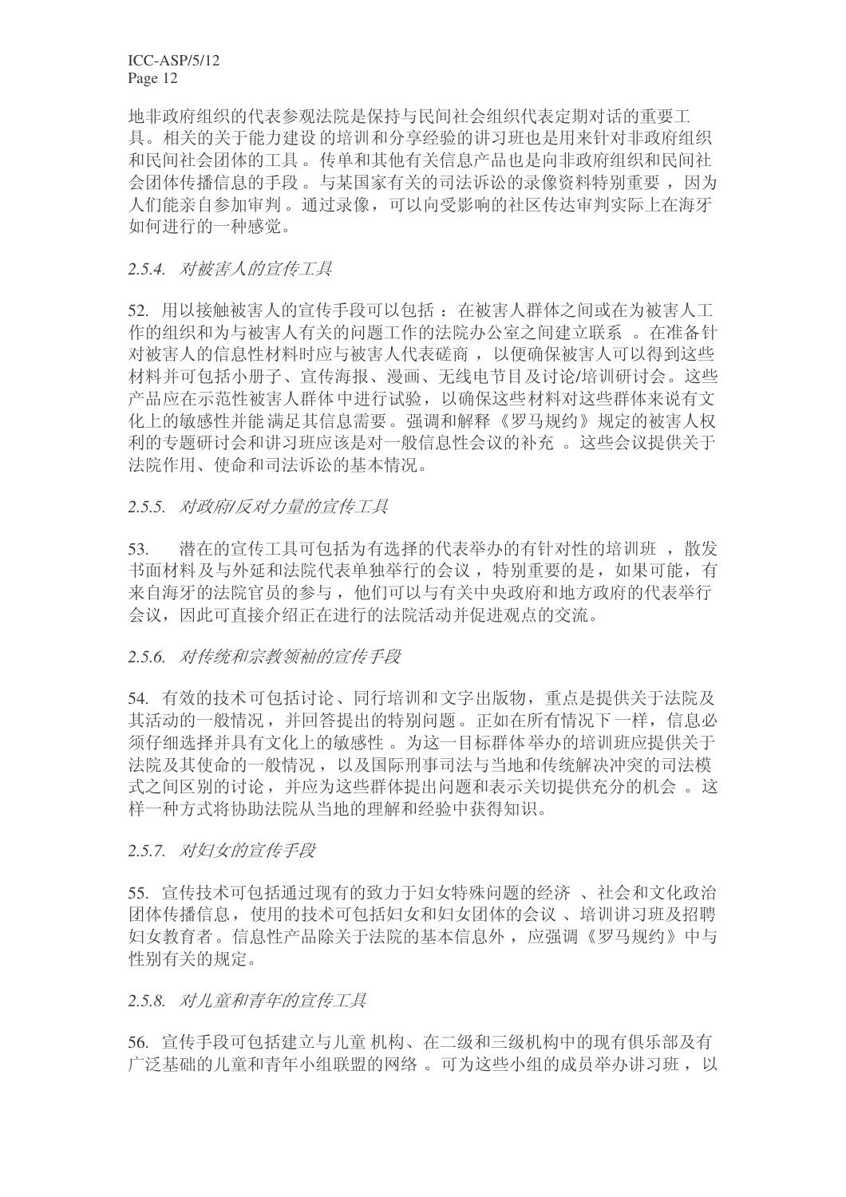地非政府组织的代表参观法院是保持与民间社会组织代表定期对话的重要工具。相关的关于能力建设的培训和分享经验的讲习班也是用来针对非政府组织和民间社会团体的工具。传单和其他有关信息产品也是向非政府组织和民间社会团体传播信息的手段。与某国家有关的司法诉讼的录像资料特别重要，因为人们能亲自参加审判。通过录像，可以向受影响的社区传达审判实际上在海牙如何进行的一种感觉。

### *2.5.4. 对被害人的宣传工具*

52. 用以接触被害人的宣传手段可以包括：在被害人群体之间或在为被害人工作的组织和为与被害人有关的问题工作的法院办公室之间建立联系。在准备针对被害人的信息性材料时应与被害人代表磋商，以便确保被害人可以得到这些材料并可包括小册子、宣传海报、漫画、无线电节目及讨论/培训研讨会。这些产品应在示范性被害人群体中进行试验，以确保这些材料对这些群体来说有文化上的敏感性并能满足其信息需要。强调和解释《罗马规约》规定的被害人权利的专题研讨会和讲习班应该是对一般信息性会议的补充。这些会议提供关于法院作用、使命和司法诉讼的基本情况。

### *2.5.5. 对政府/反对力量的宣传工具*

53. 潜在的宣传工具可包括为有选择的代表举办的有针对性的培训班，散发书面材料及与外延和法院代表单独举行的会议，特别重要的是，如果可能，有来自海牙的法院官员的参与，他们可以与有关中央政府和地方政府的代表举行会议，因此可直接介绍正在进行的法院活动并促进观点的交流。

### *2.5.6. 对传统和宗教领袖的宣传手段*

54. 有效的技术可包括讨论、同行培训和文字出版物，重点是提供关于法院及其活动的一般情况，并回答提出的特别问题。正如在所有情况下一样，信息必须仔细选择并具有文化上的敏感性。为这一目标群体举办的培训班应提供关于法院及其使命的一般情况，以及国际刑事司法与当地和传统解决冲突的司法模式之间区别的讨论，并应为这些群体提出问题和表示关切提供充分的机会。这样一种方式将协助法院从当地的理解和经验中获得知识。

### *2.5.7. 对妇女的宣传手段*

55. 宣传技术可包括通过现有的致力于妇女特殊问题的经济、社会和文化政治团体传播信息，使用的技术可包括妇女和妇女团体的会议、培训讲习班及招聘妇女教育者。信息性产品除关于法院的基本信息外，应强调《罗马规约》中与性别有关的规定。

### *2.5.8. 对儿童和青年的宣传工具*

56. 宣传手段可包括建立与儿童机构、在二级和三级机构中的现有俱乐部及有广泛基础的儿童和青年小组联盟的网络。可为这些小组的成员举办讲习班，以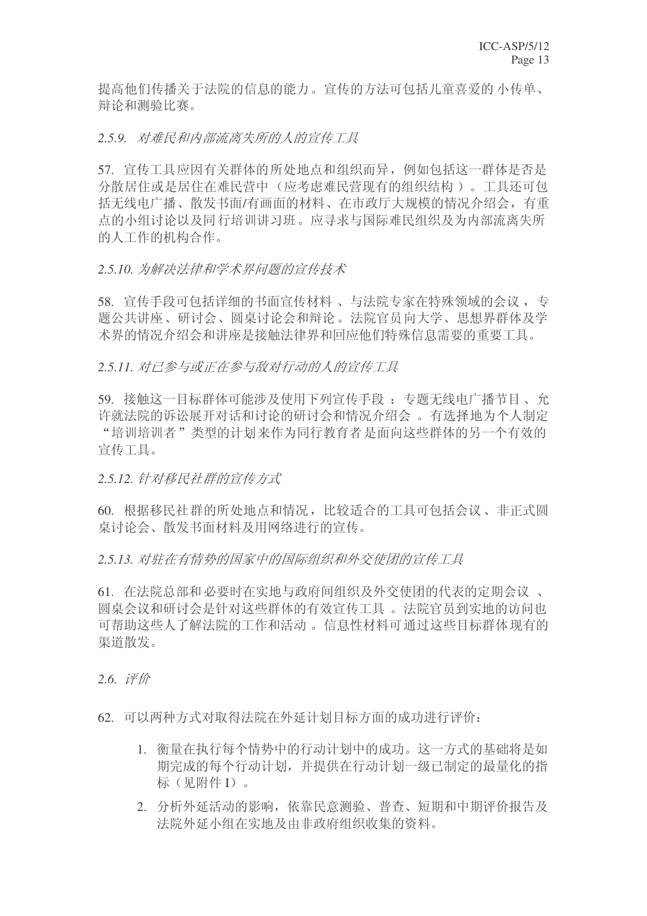提高他们传播关于法院的信息的能力。宣传的方法可包括儿童喜爱的 小传单、辩论和测验比赛。

*2.5.9. 对难民和内部流离失所的人的宣传工具*

57. 宣传工具应因有关群体的所处地点和组织而异，例如包括这一群体是否是分散居住或是居住在难民营中（应考虑难民营现有的组织结构 ）。工具还可包括无线电广播、散发书面/有画面的材料、在市政厅大规模的情况介绍会，有重点的小组讨论以及同 行培训讲习班。应寻求与国际难民组织及为内部流离失所的人工作的机构合作。

*2.5.10. 为解决法律和学术界问题的宣传技术*

58. 宣传手段可包括详细的书面宣传材料 、与法院专家在特殊领域的会议 ，专题公共讲座、研讨会、圆桌讨论会和辩论 。法院官员向大学、思想界群体及学术界的情况介绍会和讲座是接触法律界和回应他们特殊信息需要的重要工具。

*2.5.11. 对已参与或正在参与敌对行动的人的宣传工具*

59. 接触这一目标群体可能涉及使用下列宣传手段 ：专题无线电广播节目 、允许就法院的诉讼展开对话和讨论的研讨会和情况介绍会 。有选择地为个人制定“培训培训者”类型的计划来作为同行教育者 是面向这些群体的另一个有效的宣传工具。

*2.5.12. 针对移民社群的宣传方式*

60. 根据移民社 群的所处地点和情况，比较适合的工具可包括会议 、非正式圆桌讨论会、散发书面材料及用网络进行的宣传。

*2.5.13. 对驻在有情势的国家中的国际组织和外交使团的宣传工具*

61. 在法院总部和 必要时在实地与政府间组织及外交使团的代表的定期会议 、圆桌会议和研讨会是针对这些群体的有效宣传工具 。法院官员到实地的访问也可帮助这些人了解法院的工作和活动 。信息性材料可通过这些目标群体 现有的渠道散发。

*2.6. 评价*

62. 可以两种方式对取得法院在外延计划目标方面的成功进行评价：

1. 衡量在执行每个情势中的行动计划中的成功。这一方式的基础将是如期完成的每个行动计划，并提供在行动计划一级已制定的最量化的指标（见附件 I）。
2. 分析外延活动的影响，依靠民意测验、普查、短期和中期评价报告及法院外延小组在实地及由非政府组织收集的资料。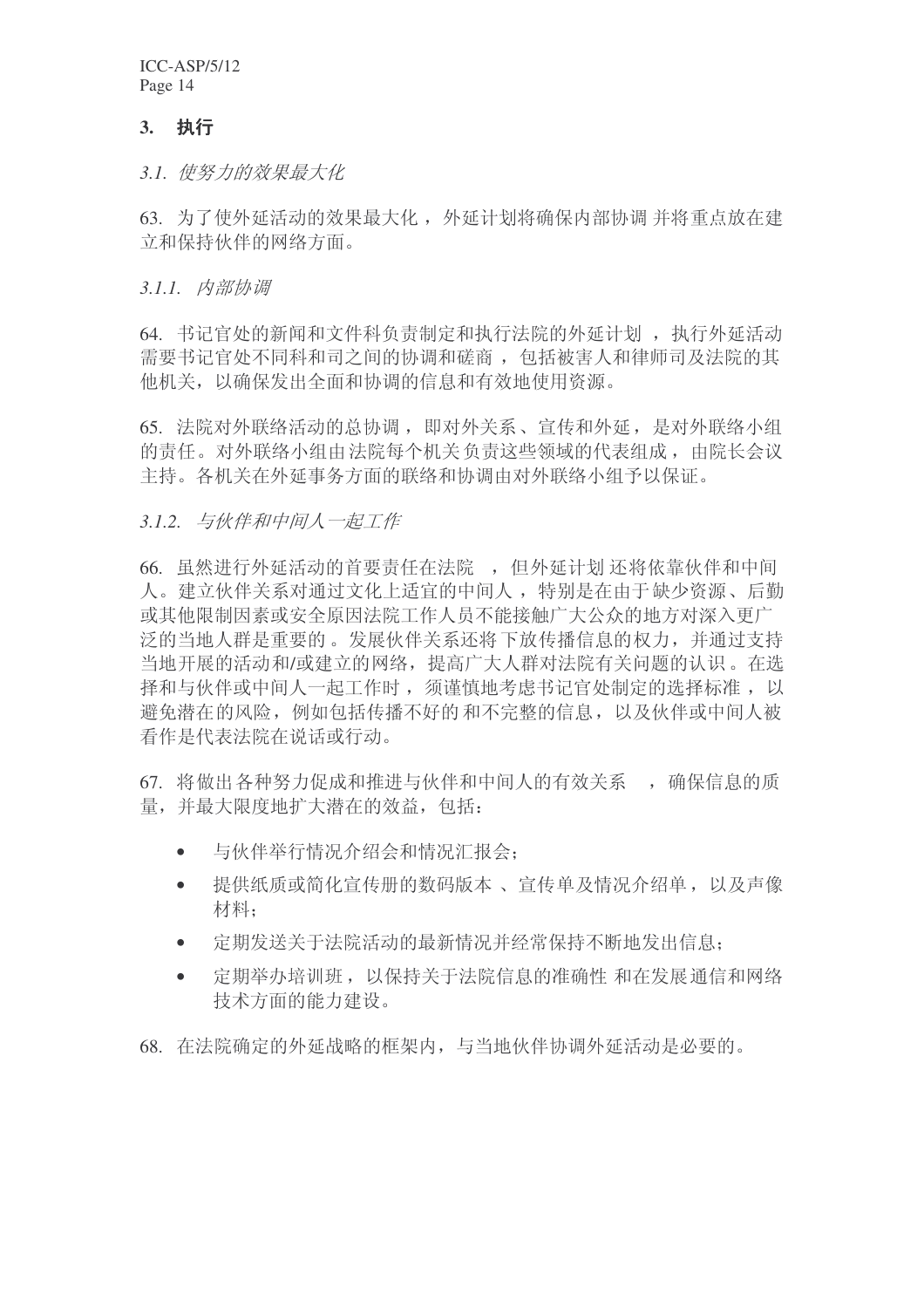## 3. 执行

### *3.1. 使努力的效果最大化*

63. 为了使外延活动的效果最大化，外延计划将确保内部协调 并将重点放在建立和保持伙伴的网络方面。

#### *3.1.1. 内部协调*

64. 书记官处的新闻和文件科负责制定和执行法院的外延计划 ，执行外延活动需要书记官处不同科和司之间的协调和磋商，包括被害人和律师司及法院的其他机关，以确保发出全面和协调的信息和有效地使用资源。

65. 法院对外联络活动的总协调，即对外关系、宣传和外延，是对外联络小组的责任。对外联络小组由法院每个机关 负责这些领域的代表组成，由院长会议主持。各机关在外延事务方面的联络和协调由对外联络小组予以保证。

#### *3.1.2. 与伙伴和中间人一起工作*

66. 虽然进行外延活动的首要责任在法院 ，但外延计划 还将依靠伙伴和中间人。建立伙伴关系对通过文化上适宜的中间人，特别是在由于缺少资源、后勤或其他限制因素或安全原因法院工作人员不能接触广大公众的地方对深入更广泛的当地人群是重要的。发展伙伴关系还将下放传播信息的权力，并通过支持当地开展的活动和/或建立的网络，提高广大人群对法院有关问题的认识。在选择和与伙伴或中间人一起工作时，须谨慎地考虑书记官处制定的选择标准，以避免潜在的风险，例如包括传播不好的 和不完整的信息，以及伙伴或中间人被看作是代表法院在说话或行动。

67. 将做出各种努力促成和推进与伙伴和中间人的有效关系 ，确保信息的质量，并最大限度地扩大潜在的效益，包括：

- 与伙伴举行情况介绍会和情况汇报会；
- 提供纸质或简化宣传册的数码版本 、宣传单及情况介绍单，以及声像材料；
- 定期发送关于法院活动的最新情况并经常保持不断地发出信息；
- 定期举办培训班，以保持关于法院信息的准确性 和在发展通信和网络技术方面的能力建设。

68. 在法院确定的外延战略的框架内，与当地伙伴协调外延活动是必要的。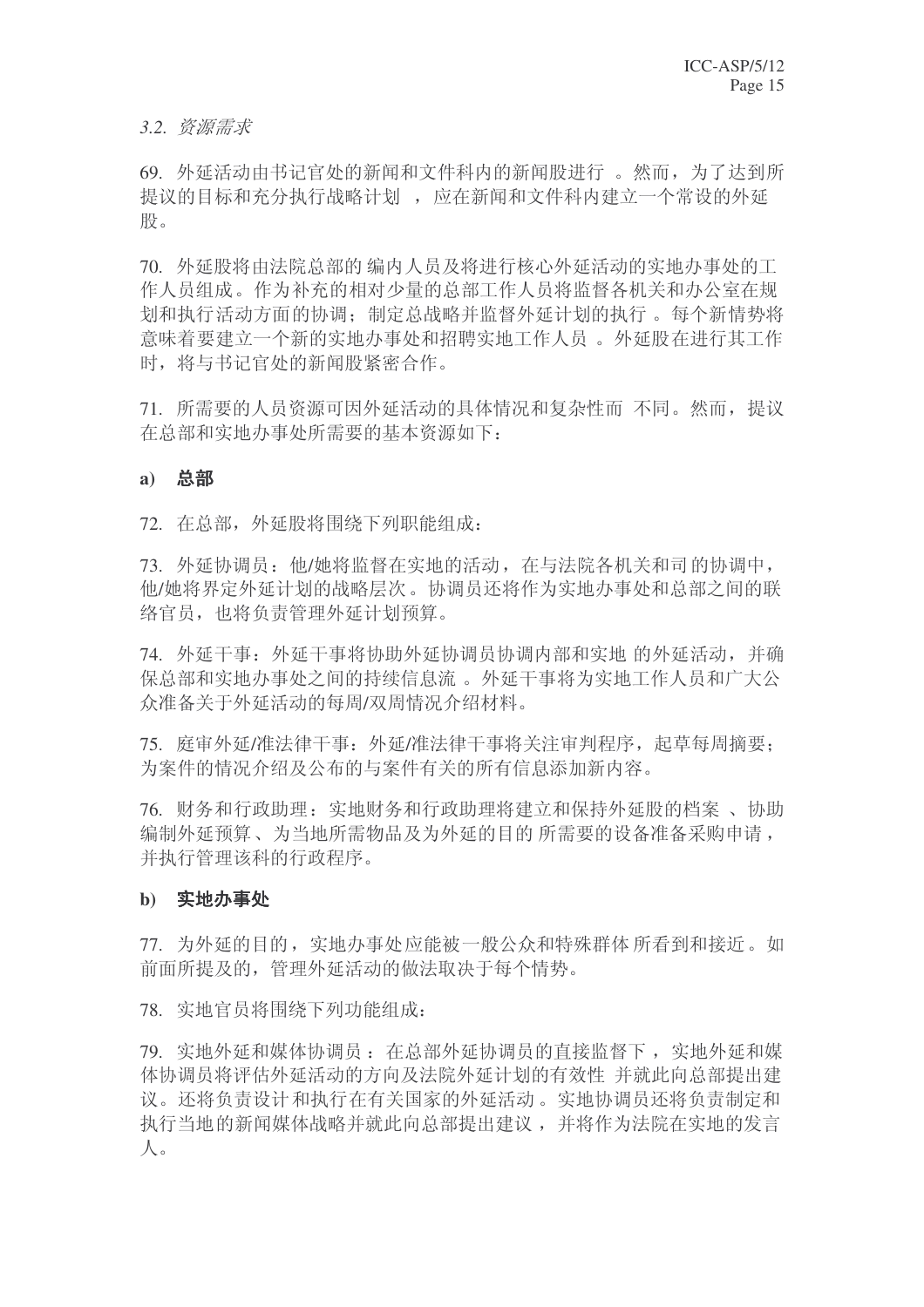*3.2. 资源需求*

69. 外延活动由书记官处的新闻和文件科内的新闻股进行。然而，为了达到所提议的目标和充分执行战略计划，应在新闻和文件科内建立一个常设的外延股。

70. 外延股将由法院总部的编内人员及将进行核心外延活动的实地办事处的工作人员组成。作为补充的相对少量的总部工作人员将监督各机关和办公室在规划和执行活动方面的协调；制定总战略并监督外延计划的执行。每个新情势将意味着要建立一个新的实地办事处和招聘实地工作人员。外延股在进行其工作时，将与书记官处的新闻股紧密合作。

71. 所需要的人员资源可因外延活动的具体情况和复杂性而不同。然而，提议在总部和实地办事处所需要的基本资源如下：

**a) 总部**

72. 在总部，外延股将围绕下列职能组成：

73. 外延协调员：他/她将监督在实地的活动，在与法院各机关和司的协调中，他/她将界定外延计划的战略层次。协调员还将作为实地办事处和总部之间的联络官员，也将负责管理外延计划预算。

74. 外延干事：外延干事将协助外延协调员协调内部和实地的外延活动，并确保总部和实地办事处之间的持续信息流。外延干事将为实地工作人员和广大公众准备关于外延活动的每周/双周情况介绍材料。

75. 庭审外延/准法律干事：外延/准法律干事将关注审判程序，起草每周摘要；为案件的情况介绍及公布的与案件有关的所有信息添加新内容。

76. 财务和行政助理：实地财务和行政助理将建立和保持外延股的档案、协助编制外延预算、为当地所需物品及为外延的目的所需要的设备准备采购申请，并执行管理该科的行政程序。

**b) 实地办事处**

77. 为外延的目的，实地办事处应能被一般公众和特殊群体所看到和接近。如前面所提及的，管理外延活动的做法取决于每个情势。

78. 实地官员将围绕下列功能组成：

79. 实地外延和媒体协调员：在总部外延协调员的直接监督下，实地外延和媒体协调员将评估外延活动的方向及法院外延计划的有效性并就此向总部提出建议。还将负责设计和执行在有关国家的外延活动。实地协调员还将负责制定和执行当地的新闻媒体战略并就此向总部提出建议，并将作为法院在实地的发言人。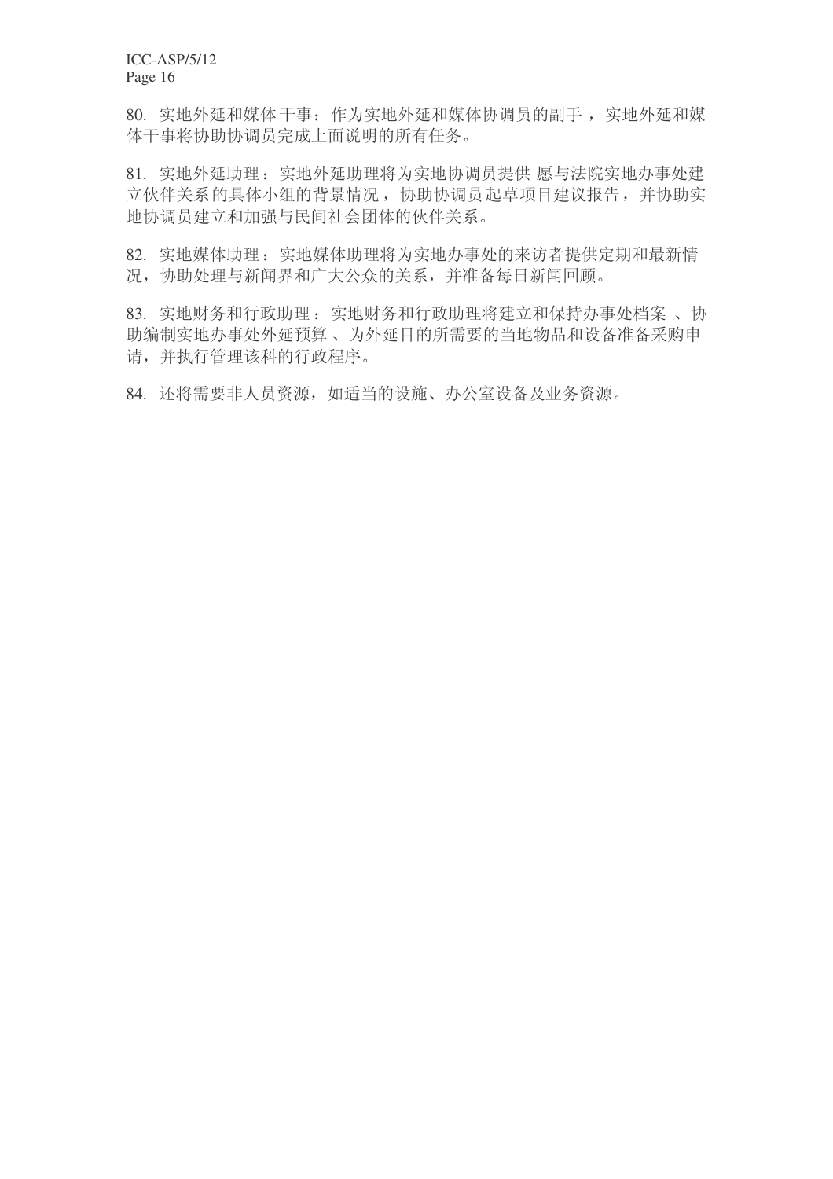80. 实地外延和媒体干事：作为实地外延和媒体协调员的副手，实地外延和媒体干事将协助协调员完成上面说明的所有任务。

81. 实地外延助理：实地外延助理将为实地协调员提供 愿与法院实地办事处建立伙伴关系的具体小组的背景情况，协助协调员起草项目建议报告，并协助实地协调员建立和加强与民间社会团体的伙伴关系。

82. 实地媒体助理：实地媒体助理将为实地办事处的来访者提供定期和最新情况，协助处理与新闻界和广大公众的关系，并准备每日新闻回顾。

83. 实地财务和行政助理：实地财务和行政助理将建立和保持办事处档案 、协助编制实地办事处外延预算 、为外延目的所需要的当地物品和设备准备采购申请，并执行管理该科的行政程序。

84. 还将需要非人员资源，如适当的设施、办公室设备及业务资源。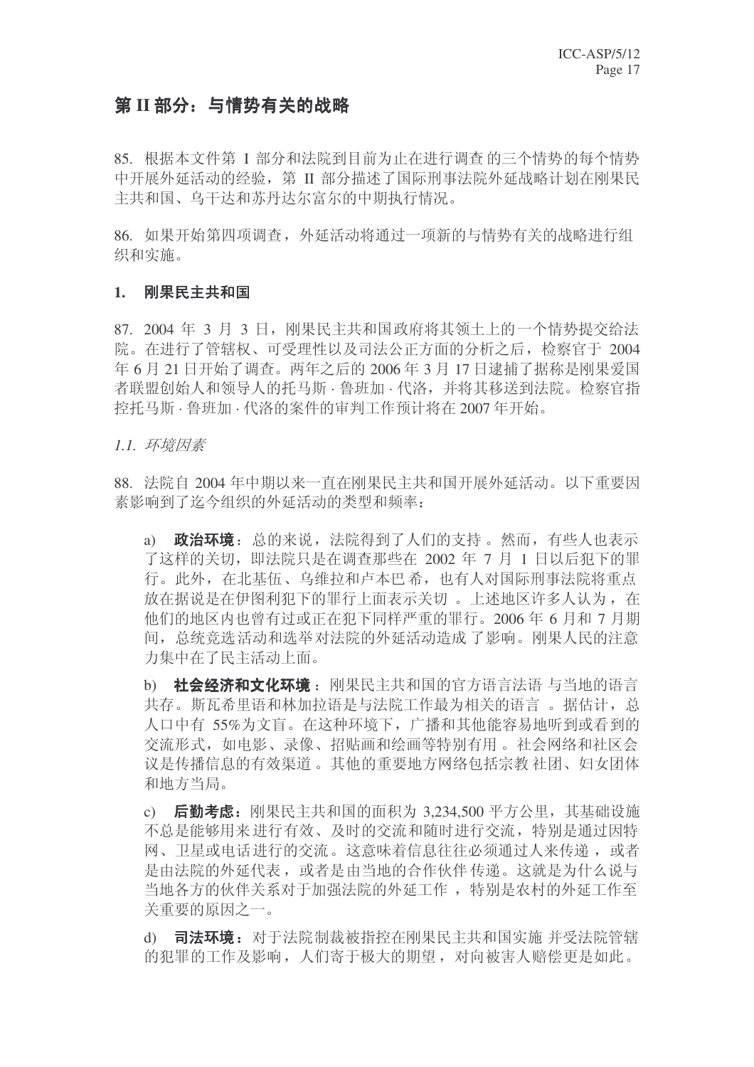## 第 II 部分：与情势有关的战略

85. 根据本文件第 I 部分和法院到目前为止在进行调查的三个情势的每个情势中开展外延活动的经验，第 II 部分描述了国际刑事法院外延战略计划在刚果民主共和国、乌干达和苏丹达尔富尔的中期执行情况。

86. 如果开始第四项调查，外延活动将通过一项新的与情势有关的战略进行组织和实施。

### 1. 刚果民主共和国

87. 2004 年 3 月 3 日，刚果民主共和国政府将其领土上的一个情势提交给法院。在进行了管辖权、可受理性以及司法公正方面的分析之后，检察官于 2004 年 6 月 21 日开始了调查。两年之后的 2006 年 3 月 17 日逮捕了据称是刚果爱国者联盟创始人和领导人的托马斯 · 鲁班加 · 代洛，并将其移送到法院。检察官指控托马斯 · 鲁班加 · 代洛的案件的审判工作预计将在 2007 年开始。

*1.1. 环境因素*

88. 法院自 2004 年中期以来一直在刚果民主共和国开展外延活动。以下重要因素影响到了迄今组织的外延活动的类型和频率：

a) **政治环境**：总的来说，法院得到了人们的支持。然而，有些人也表示了这样的关切，即法院只是在调查那些在 2002 年 7 月 1 日以后犯下的罪行。此外，在北基伍、乌维拉和卢本巴希，也有人对国际刑事法院将重点放在据说是在伊图利犯下的罪行上面表示关切。上述地区许多人认为，在他们的地区内也曾有过或正在犯下同样严重的罪行。2006 年 6 月和 7 月期间，总统竞选活动和选举对法院的外延活动造成了影响。刚果人民的注意力集中在了民主活动上面。

b) **社会经济和文化环境**：刚果民主共和国的官方语言法语与当地的语言共存。斯瓦希里语和林加拉语是与法院工作最为相关的语言。据估计，总人口中有 55%为文盲。在这种环境下，广播和其他能容易地听到或看到的交流形式，如电影、录像、招贴画和绘画等特别有用。社会网络和社区会议是传播信息的有效渠道。其他的重要地方网络包括宗教社团、妇女团体和地方当局。

c) **后勤考虑**：刚果民主共和国的面积为 3,234,500 平方公里，其基础设施不总是能够用来进行有效、及时的交流和随时进行交流，特别是通过因特网、卫星或电话进行的交流。这意味着信息往往必须通过人来传递，或者是由法院的外延代表，或者是由当地的合作伙伴传递。这就是为什么说与当地各方的伙伴关系对于加强法院的外延工作，特别是农村的外延工作至关重要的原因之一。

d) **司法环境**：对于法院制裁被指控在刚果民主共和国实施并受法院管辖的犯罪的工作及影响，人们寄于极大的期望，对向被害人赔偿更是如此。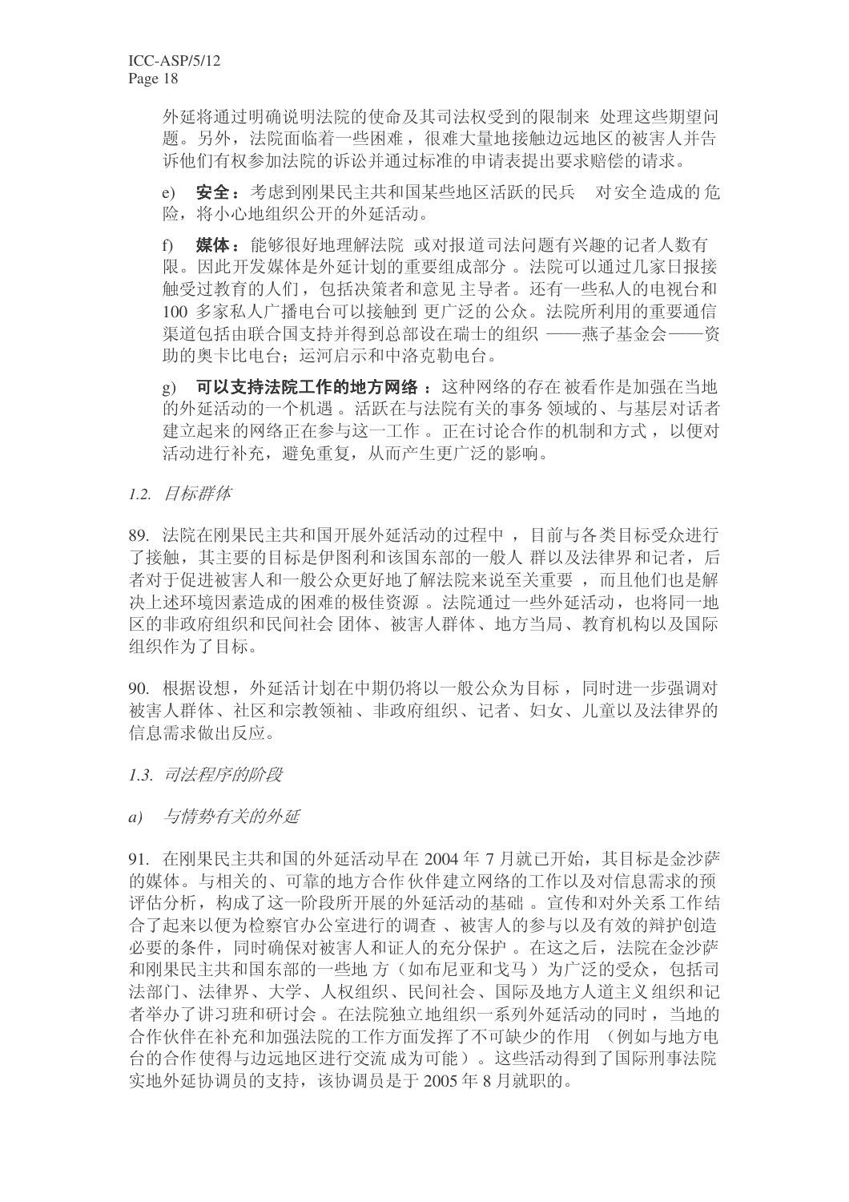外延将通过明确说明法院的使命及其司法权受到的限制来 处理这些期望问题。另外，法院面临着一些困难，很难大量地接触边远地区的被害人并告诉他们有权参加法院的诉讼并通过标准的申请表提出要求赔偿的请求。

e) **安全**：考虑到刚果民主共和国某些地区活跃的民兵 对安全造成的危险，将小心地组织公开的外延活动。

f) **媒体**：能够很好地理解法院 或对报道司法问题有兴趣的记者人数有限。因此开发媒体是外延计划的重要组成部分 。法院可以通过几家日报接触受过教育的人们，包括决策者和意见主导者。还有一些私人的电视台和 100 多家私人广播电台可以接触到 更广泛的公众。法院所利用的重要通信渠道包括由联合国支持并得到总部设在瑞士的组织 ——燕子基金会——资助的奥卡比电台；运河启示和中洛克勒电台。

g) **可以支持法院工作的地方网络**：这种网络的存在 被看作是加强在当地的外延活动的一个机遇 。活跃在与法院有关的事务 领域的、与基层对话者建立起来的网络正在参与这一工作 。正在讨论合作的机制和方式，以便对活动进行补充，避免重复，从而产生更广泛的影响。

*1.2. 目标群体*

89. 法院在刚果民主共和国开展外延活动的过程中 ，目前与各类目标受众进行了接触，其主要的目标是伊图利和该国东部的一般人 群以及法律界和记者，后者对于促进被害人和一般公众更好地了解法院来说至关重要 ，而且他们也是解决上述环境因素造成的困难的极佳资源 。法院通过一些外延活动，也将同一地区的非政府组织和民间社会 团体、被害人群体、地方当局、教育机构以及国际组织作为了目标。

90. 根据设想，外延活计划在中期仍将以一般公众为目标 ，同时进一步强调对被害人群体、社区和宗教领袖 、非政府组织、记者、妇女、儿童以及法律界的信息需求做出反应。

*1.3. 司法程序的阶段*

*a) 与情势有关的外延*

91. 在刚果民主共和国的外延活动早在 2004 年 7 月就已开始，其目标是金沙萨的媒体。与相关的、可靠的地方合作 伙伴建立网络的工作以及对信息需求的预评估分析，构成了这一阶段所开展的外延活动的基础 。宣传和对外关系工作结合了起来以便为检察官办公室进行的调查 、被害人的参与以及有效的辩护创造必要的条件，同时确保对被害人和证人的充分保护 。在这之后，法院在金沙萨和刚果民主共和国东部的一些地 方（如布尼亚和戈马 ）为广泛的受众，包括司法部门、法律界、大学、人权组织、民间社会、国际及地方人道主义 组织和记者举办了讲习班和研讨会 。在法院独立地组织一系列外延活动的同时，当地的合作伙伴在补充和加强法院的工作方面发挥了不可缺少的作用 （例如与地方电台的合作 使得与边远地区进行交流 成为可能）。这些活动得到了国际刑事法院实地外延协调员的支持，该协调员是于 2005 年 8 月就职的。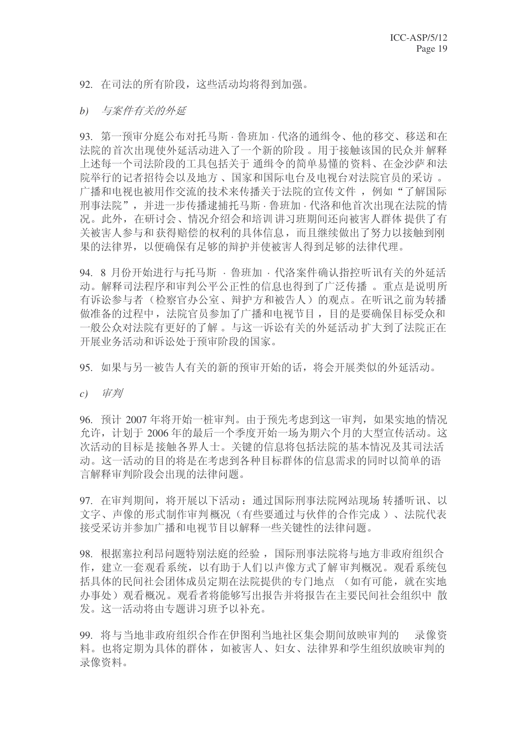92. 在司法的所有阶段，这些活动均将得到加强。

*b) 与案件有关的外延*

93. 第一预审分庭公布对托马斯·鲁班加·代洛的通缉令、他的移交、移送和在法院的首次出现使外延活动进入了一个新的阶段。用于接触该国的民众并解释上述每一个司法阶段的工具包括关于通缉令的简单易懂的资料、在金沙萨和法院举行的记者招待会以及地方、国家和国际电台及电视台对法院官员的采访。广播和电视也被用作交流的技术来传播关于法院的宣传文件，例如"了解国际刑事法院"，并进一步传播逮捕托马斯·鲁班加·代洛和他首次出现在法院的情况。此外，在研讨会、情况介绍会和培训讲习班期间还向被害人群体提供了有关被害人参与和获得赔偿的权利的具体信息，而且继续做出了努力以接触到刚果的法律界，以便确保有足够的辩护并使被害人得到足够的法律代理。

94. 8 月份开始进行与托马斯·鲁班加·代洛案件确认指控听讯有关的外延活动。解释司法程序和审判公平公正性的信息也得到了广泛传播。重点是说明所有诉讼参与者（检察官办公室、辩护方和被告人）的观点。在听讯之前为转播做准备的过程中，法院官员参加了广播和电视节目，目的是要确保目标受众和一般公众对法院有更好的了解。与这一诉讼有关的外延活动扩大到了法院正在开展业务活动和诉讼处于预审阶段的国家。

95. 如果与另一被告人有关的新的预审开始的话，将会开展类似的外延活动。

*c) 审判*

96. 预计 2007 年将开始一桩审判。由于预先考虑到这一审判，如果实地的情况允许，计划于 2006 年的最后一个季度开始一场为期六个月的大型宣传活动。这次活动的目标是接触各界人士。关键的信息将包括法院的基本情况及其司法活动。这一活动的目的将是在考虑到各种目标群体的信息需求的同时以简单的语言解释审判阶段会出现的法律问题。

97. 在审判期间，将开展以下活动：通过国际刑事法院网站现场转播听讯、以文字、声像的形式制作审判概况（有些要通过与伙伴的合作完成）、法院代表接受采访并参加广播和电视节目以解释一些关键性的法律问题。

98. 根据塞拉利昂问题特别法庭的经验，国际刑事法院将与地方非政府组织合作，建立一套观看系统，以有助于人们以声像方式了解审判概况。观看系统包括具体的民间社会团体成员定期在法院提供的专门地点（如有可能，就在实地办事处）观看概况。观看者将能够写出报告并将报告在主要民间社会组织中散发。这一活动将由专题讲习班予以补充。

99. 将与当地非政府组织合作在伊图利当地社区集会期间放映审判的录像资料。也将定期为具体的群体，如被害人、妇女、法律界和学生组织放映审判的录像资料。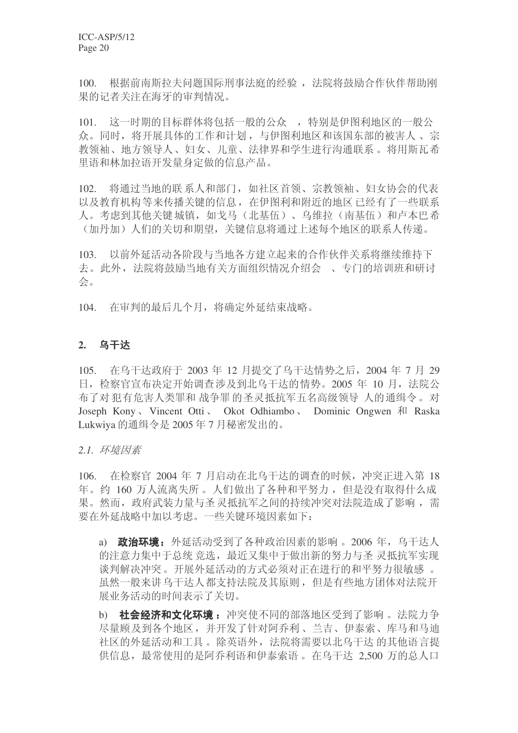100. 根据前南斯拉夫问题国际刑事法庭的经验，法院将鼓励合作伙伴帮助刚果的记者关注在海牙的审判情况。

101. 这一时期的目标群体将包括一般的公众，特别是伊图利地区的一般公众。同时，将开展具体的工作和计划，与伊图利地区和该国东部的被害人、宗教领袖、地方领导人、妇女、儿童、法律界和学生进行沟通联系。将用斯瓦希里语和林加拉语开发量身定做的信息产品。

102. 将通过当地的联系人和部门，如社区首领、宗教领袖、妇女协会的代表以及教育机构等来传播关键的信息，在伊图利和附近的地区已经有了一些联系人。考虑到其他关键城镇，如戈马（北基伍）、乌维拉（南基伍）和卢本巴希（加丹加）人们的关切和期望，关键信息将通过上述每个地区的联系人传递。

103. 以前外延活动各阶段与当地各方建立起来的合作伙伴关系将继续维持下去。此外，法院将鼓励当地有关方面组织情况介绍会、专门的培训班和研讨会。

104. 在审判的最后几个月，将确定外延结束战略。

## 2. 乌干达

105. 在乌干达政府于 2003 年 12 月提交了乌干达情势之后，2004 年 7 月 29 日，检察官宣布决定开始调查涉及到北乌干达的情势。2005 年 10 月，法院公布了对犯有危害人类罪和战争罪的圣灵抵抗军五名高级领导人的通缉令。对 Joseph Kony、Vincent Otti、Okot Odhiambo、Dominic Ongwen 和 Raska Lukwiya 的通缉令是 2005 年 7 月秘密发出的。

*2.1. 环境因素*

106. 在检察官 2004 年 7 月启动在北乌干达的调查的时候，冲突正进入第 18 年。约 160 万人流离失所。人们做出了各种和平努力，但是没有取得什么成果。然而，政府武装力量与圣灵抵抗军之间的持续冲突对法院造成了影响，需要在外延战略中加以考虑。一些关键环境因素如下：

a) **政治环境：**外延活动受到了各种政治因素的影响。2006 年，乌干达人的注意力集中于总统竞选，最近又集中于做出新的努力与圣灵抵抗军实现谈判解决冲突。开展外延活动的方式必须对正在进行的和平努力很敏感。虽然一般来讲乌干达人都支持法院及其原则，但是有些地方团体对法院开展业务活动的时间表示了关切。

b) **社会经济和文化环境：**冲突使不同的部落地区受到了影响。法院力争尽量顾及到各个地区，并开发了针对阿乔利、兰吉、伊泰索、库马和马迪社区的外延活动和工具。除英语外，法院将需要以北乌干达的其他语言提供信息，最常使用的是阿乔利语和伊泰索语。在乌干达 2,500 万的总人口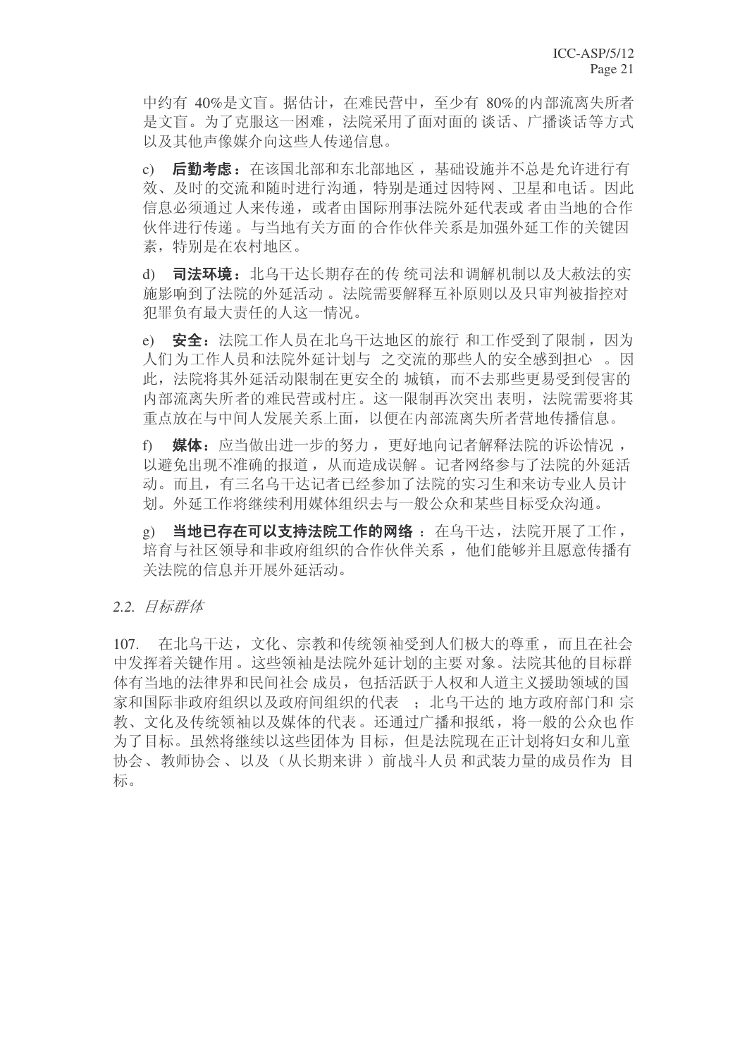中约有 40%是文盲。据估计，在难民营中，至少有 80%的内部流离失所者是文盲。为了克服这一困难，法院采用了面对面的谈话、广播谈话等方式以及其他声像媒介向这些人传递信息。

c) **后勤考虑**：在该国北部和东北部地区，基础设施并不总是允许进行有效、及时的交流和随时进行沟通，特别是通过因特网、卫星和电话。因此信息必须通过人来传递，或者由国际刑事法院外延代表或者由当地的合作伙伴进行传递。与当地有关方面的合作伙伴关系是加强外延工作的关键因素，特别是在农村地区。

d) **司法环境**：北乌干达长期存在的传统司法和调解机制以及大赦法的实施影响到了法院的外延活动。法院需要解释互补原则以及只审判被指控对犯罪负有最大责任的人这一情况。

e) **安全**：法院工作人员在北乌干达地区的旅行和工作受到了限制，因为人们为工作人员和法院外延计划与之交流的那些人的安全感到担心。因此，法院将其外延活动限制在更安全的城镇，而不去那些更易受到侵害的内部流离失所者的难民营或村庄。这一限制再次突出表明，法院需要将其重点放在与中间人发展关系上面，以便在内部流离失所者营地传播信息。

f) **媒体**：应当做出进一步的努力，更好地向记者解释法院的诉讼情况，以避免出现不准确的报道，从而造成误解。记者网络参与了法院的外延活动。而且，有三名乌干达记者已经参加了法院的实习生和来访专业人员计划。外延工作将继续利用媒体组织去与一般公众和某些目标受众沟通。

g) **当地已存在可以支持法院工作的网络**：在乌干达，法院开展了工作，培育与社区领导和非政府组织的合作伙伴关系，他们能够并且愿意传播有关法院的信息并开展外延活动。

*2.2. 目标群体*

107. 在北乌干达，文化、宗教和传统领袖受到人们极大的尊重，而且在社会中发挥着关键作用。这些领袖是法院外延计划的主要对象。法院其他的目标群体有当地的法律界和民间社会成员，包括活跃于人权和人道主义援助领域的国家和国际非政府组织以及政府间组织的代表；北乌干达的地方政府部门和宗教、文化及传统领袖以及媒体的代表。还通过广播和报纸，将一般的公众也作为了目标。虽然将继续以这些团体为目标，但是法院现在正计划将妇女和儿童协会、教师协会、以及（从长期来讲）前战斗人员和武装力量的成员作为目标。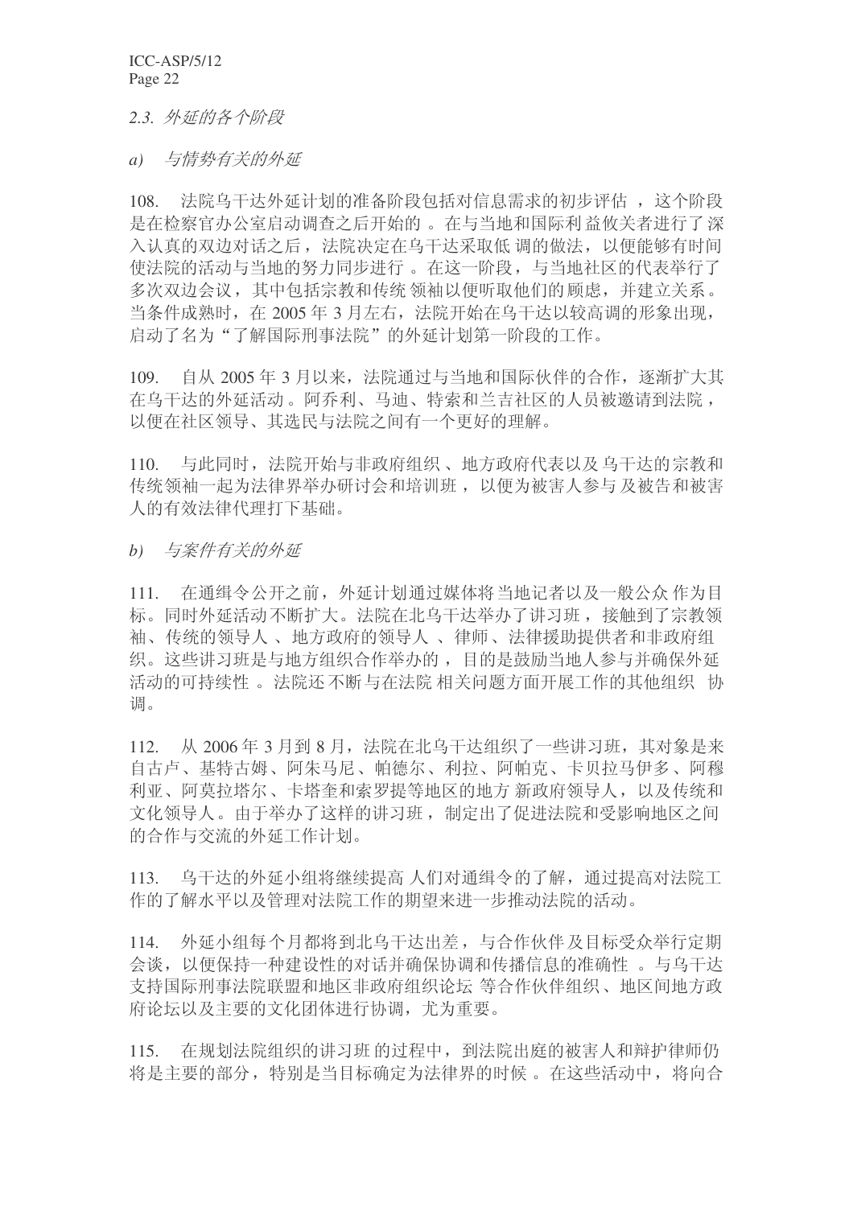*2.3. 外延的各个阶段*

*a) 与情势有关的外延*

108. 法院乌干达外延计划的准备阶段包括对信息需求的初步评估，这个阶段是在检察官办公室启动调查之后开始的。在与当地和国际利益攸关者进行了深入认真的双边对话之后，法院决定在乌干达采取低调的做法，以便能够有时间使法院的活动与当地的努力同步进行。在这一阶段，与当地社区的代表举行了多次双边会议，其中包括宗教和传统领袖以便听取他们的顾虑，并建立关系。当条件成熟时，在 2005 年 3 月左右，法院开始在乌干达以较高调的形象出现，启动了名为"了解国际刑事法院"的外延计划第一阶段的工作。

109. 自从 2005 年 3 月以来，法院通过与当地和国际伙伴的合作，逐渐扩大其在乌干达的外延活动。阿乔利、马迪、特索和兰吉社区的人员被邀请到法院，以便在社区领导、其选民与法院之间有一个更好的理解。

110. 与此同时，法院开始与非政府组织、地方政府代表以及乌干达的宗教和传统领袖一起为法律界举办研讨会和培训班，以便为被害人参与及被告和被害人的有效法律代理打下基础。

*b) 与案件有关的外延*

111. 在通缉令公开之前，外延计划通过媒体将当地记者以及一般公众作为目标。同时外延活动不断扩大。法院在北乌干达举办了讲习班，接触到了宗教领袖、传统的领导人、地方政府的领导人、律师、法律援助提供者和非政府组织。这些讲习班是与地方组织合作举办的，目的是鼓励当地人参与并确保外延活动的可持续性。法院还不断与在法院相关问题方面开展工作的其他组织协调。

112. 从 2006 年 3 月到 8 月，法院在北乌干达组织了一些讲习班，其对象是来自古卢、基特古姆、阿朱马尼、帕德尔、利拉、阿帕克、卡贝拉马伊多、阿穆利亚、阿莫拉塔尔、卡塔奎和索罗提等地区的地方新政府领导人，以及传统和文化领导人。由于举办了这样的讲习班，制定出了促进法院和受影响地区之间的合作与交流的外延工作计划。

113. 乌干达的外延小组将继续提高人们对通缉令的了解，通过提高对法院工作的了解水平以及管理对法院工作的期望来进一步推动法院的活动。

114. 外延小组每个月都将到北乌干达出差，与合作伙伴及目标受众举行定期会谈，以便保持一种建设性的对话并确保协调和传播信息的准确性。与乌干达支持国际刑事法院联盟和地区非政府组织论坛等合作伙伴组织、地区间地方政府论坛以及主要的文化团体进行协调，尤为重要。

115. 在规划法院组织的讲习班的过程中，到法院出庭的被害人和辩护律师仍将是主要的部分，特别是当目标确定为法律界的时候。在这些活动中，将向合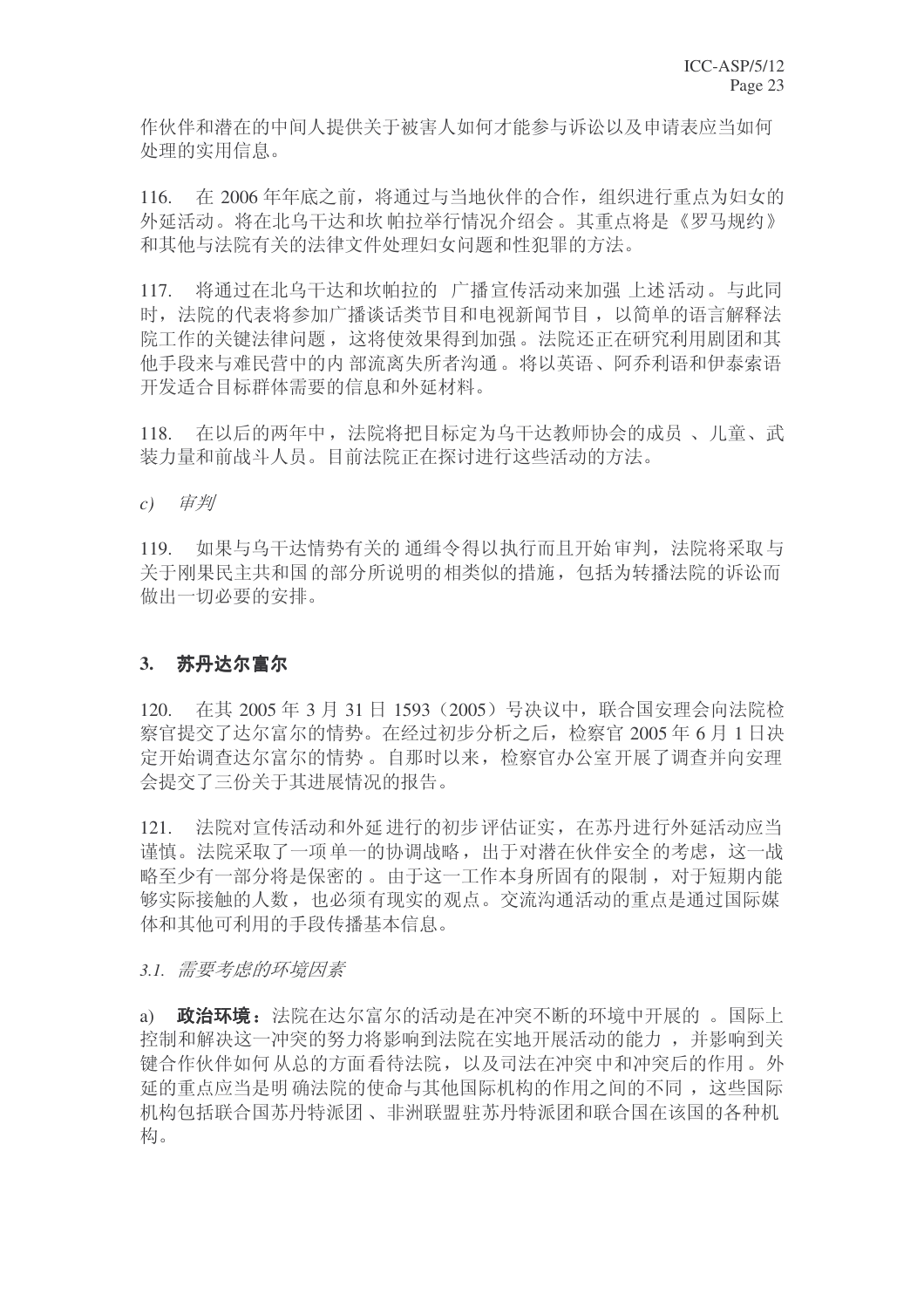作伙伴和潜在的中间人提供关于被害人如何才能参与诉讼以及申请表应当如何处理的实用信息。

116. 在 2006 年年底之前，将通过与当地伙伴的合作，组织进行重点为妇女的外延活动。将在北乌干达和坎帕拉举行情况介绍会。其重点将是《罗马规约》和其他与法院有关的法律文件处理妇女问题和性犯罪的方法。

117. 将通过在北乌干达和坎帕拉的广播宣传活动来加强上述活动。与此同时，法院的代表将参加广播谈话类节目和电视新闻节目，以简单的语言解释法院工作的关键法律问题，这将使效果得到加强。法院还正在研究利用剧团和其他手段来与难民营中的内部流离失所者沟通。将以英语、阿乔利语和伊泰索语开发适合目标群体需要的信息和外延材料。

118. 在以后的两年中，法院将把目标定为乌干达教师协会的成员、儿童、武装力量和前战斗人员。目前法院正在探讨进行这些活动的方法。

*c) 审判*

119. 如果与乌干达情势有关的通缉令得以执行而且开始审判，法院将采取与关于刚果民主共和国的部分所说明的相类似的措施，包括为转播法院的诉讼而做出一切必要的安排。

### 3. 苏丹达尔富尔

120. 在其 2005 年 3 月 31 日 1593（2005）号决议中，联合国安理会向法院检察官提交了达尔富尔的情势。在经过初步分析之后，检察官 2005 年 6 月 1 日决定开始调查达尔富尔的情势。自那时以来，检察官办公室开展了调查并向安理会提交了三份关于其进展情况的报告。

121. 法院对宣传活动和外延进行的初步评估证实，在苏丹进行外延活动应当谨慎。法院采取了一项单一的协调战略，出于对潜在伙伴安全的考虑，这一战略至少有一部分将是保密的。由于这一工作本身所固有的限制，对于短期内能够实际接触的人数，也必须有现实的观点。交流沟通活动的重点是通过国际媒体和其他可利用的手段传播基本信息。

*3.1. 需要考虑的环境因素*

a) **政治环境**：法院在达尔富尔的活动是在冲突不断的环境中开展的。国际上控制和解决这一冲突的努力将影响到法院在实地开展活动的能力，并影响到关键合作伙伴如何从总的方面看待法院，以及司法在冲突中和冲突后的作用。外延的重点应当是明确法院的使命与其他国际机构的作用之间的不同，这些国际机构包括联合国苏丹特派团、非洲联盟驻苏丹特派团和联合国在该国的各种机构。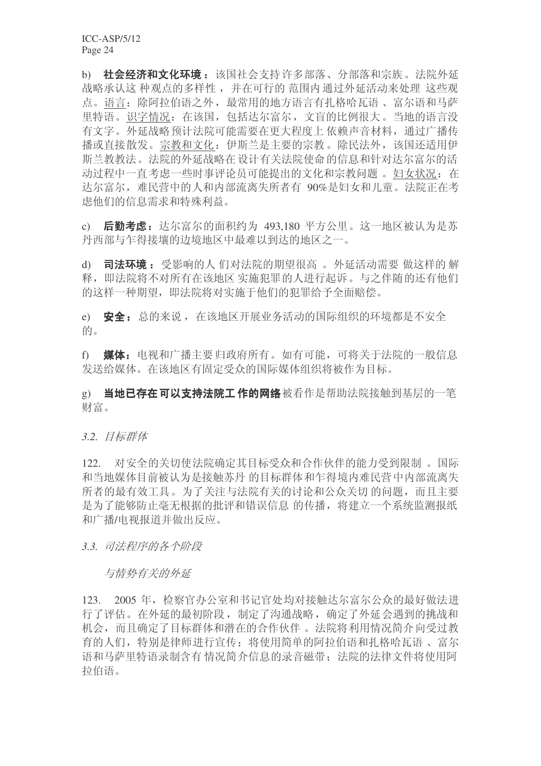b) **社会经济和文化环境**：该国社会支持许多部落、分部落和宗族。法院外延战略承认这种观点的多样性，并在可行的范围内通过外延活动来处理这些观点。语言：除阿拉伯语之外，最常用的地方语言有扎格哈瓦语、富尔语和马萨里特语。识字情况：在该国，包括达尔富尔，文盲的比例很大。当地的语言没有文字。外延战略预计法院可能需要在更大程度上依赖声音材料，通过广播传播或直接散发。宗教和文化：伊斯兰是主要的宗教。除民法外，该国还适用伊斯兰教教法。法院的外延战略在设计有关法院使命的信息和针对达尔富尔的活动过程中一直考虑一些时事评论员可能提出的文化和宗教问题。妇女状况：在达尔富尔，难民营中的人和内部流离失所者有 90%是妇女和儿童。法院正在考虑他们的信息需求和特殊利益。

c) **后勤考虑**：达尔富尔的面积约为 493,180 平方公里。这一地区被认为是苏丹西部与乍得接壤的边境地区中最难以到达的地区之一。

d) **司法环境**：受影响的人们对法院的期望很高。外延活动需要做这样的解释，即法院将不对所有在该地区实施犯罪的人进行起诉。与之伴随的还有他们的这样一种期望，即法院将对实施于他们的犯罪给予全面赔偿。

e) **安全**：总的来说，在该地区开展业务活动的国际组织的环境都是不安全的。

f) **媒体**：电视和广播主要归政府所有。如有可能，可将关于法院的一般信息发送给媒体。在该地区有固定受众的国际媒体组织将被作为目标。

g) **当地已存在可以支持法院工作的网络**被看作是帮助法院接触到基层的一笔财富。

*3.2. 目标群体*

122. 对安全的关切使法院确定其目标受众和合作伙伴的能力受到限制。国际和当地媒体目前被认为是接触苏丹的目标群体和乍得境内难民营中内部流离失所者的最有效工具。为了关注与法院有关的讨论和公众关切的问题，而且主要是为了能够防止毫无根据的批评和错误信息的传播，将建立一个系统监测报纸和广播/电视报道并做出反应。

*3.3. 司法程序的各个阶段*

*与情势有关的外延*

123. 2005 年，检察官办公室和书记官处均对接触达尔富尔公众的最好做法进行了评估。在外延的最初阶段，制定了沟通战略，确定了外延会遇到的挑战和机会，而且确定了目标群体和潜在的合作伙伴。法院将利用情况简介向受过教育的人们，特别是律师进行宣传；将使用简单的阿拉伯语和扎格哈瓦语、富尔语和马萨里特语录制含有情况简介信息的录音磁带；法院的法律文件将使用阿拉伯语。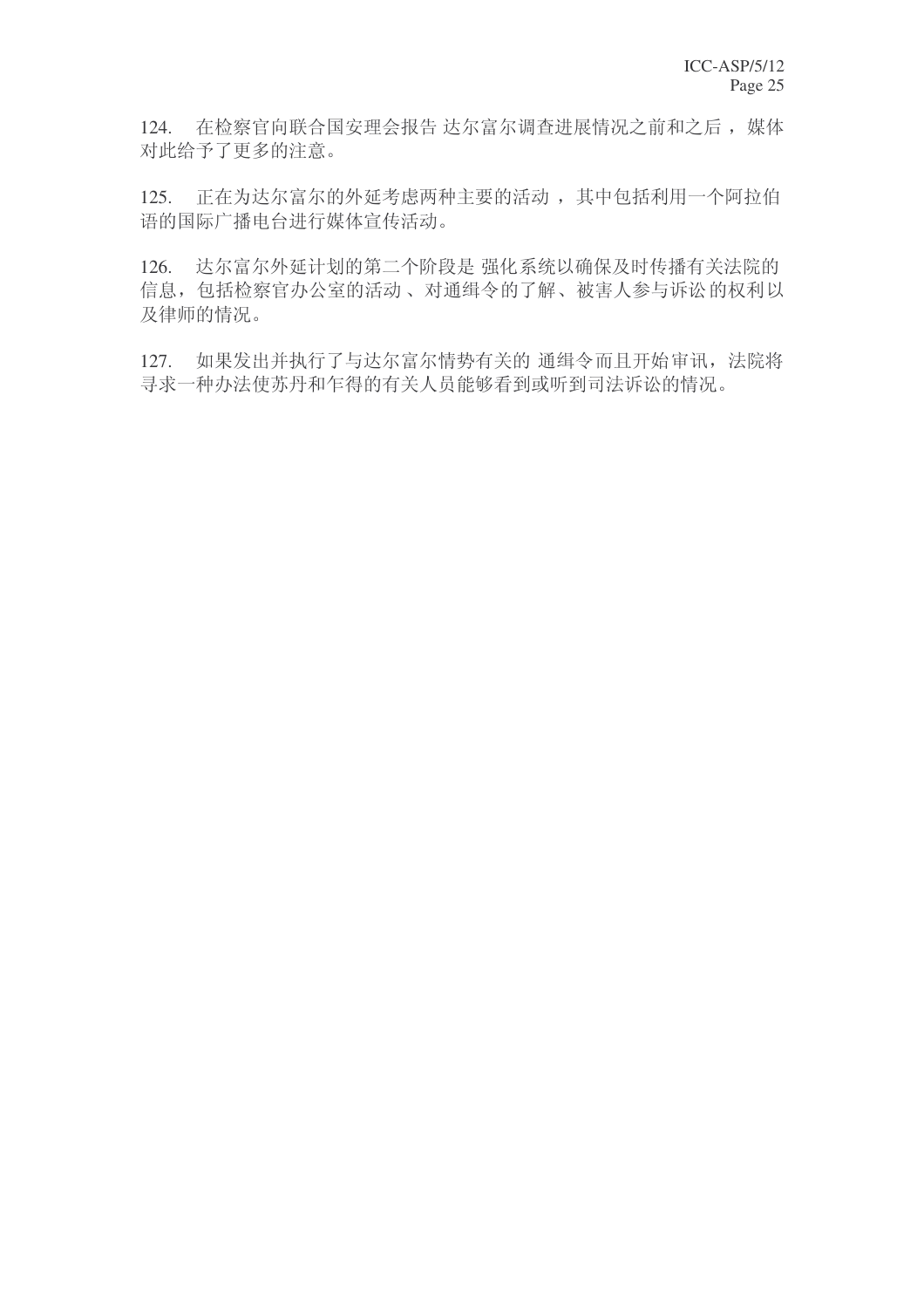124. 在检察官向联合国安理会报告 达尔富尔调查进展情况之前和之后，媒体对此给予了更多的注意。

125. 正在为达尔富尔的外延考虑两种主要的活动，其中包括利用一个阿拉伯语的国际广播电台进行媒体宣传活动。

126. 达尔富尔外延计划的第二个阶段是 强化系统以确保及时传播有关法院的信息，包括检察官办公室的活动、对通缉令的了解、被害人参与诉讼的权利以及律师的情况。

127. 如果发出并执行了与达尔富尔情势有关的 通缉令而且开始审讯，法院将寻求一种办法使苏丹和乍得的有关人员能够看到或听到司法诉讼的情况。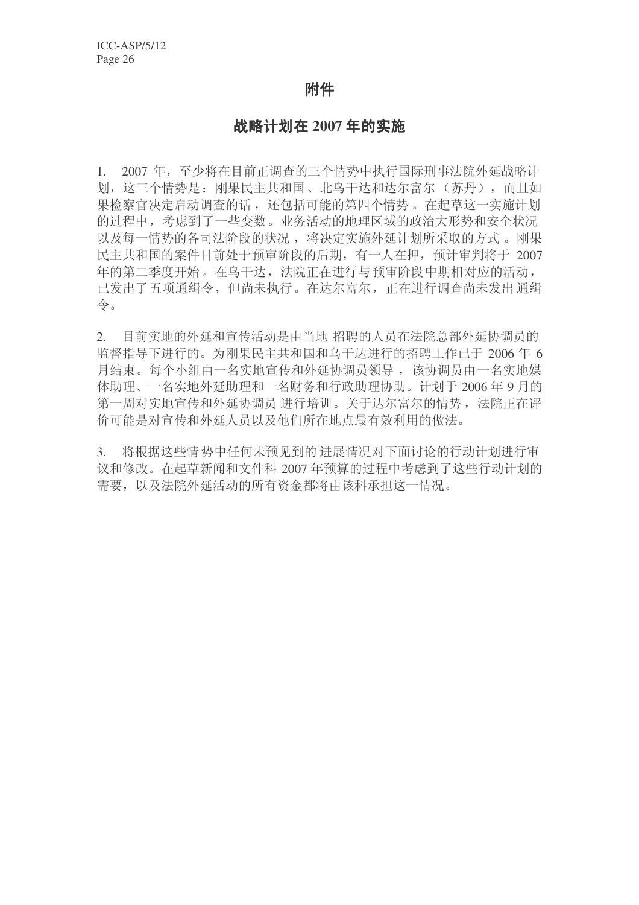# 附件

## 战略计划在 2007 年的实施

1. 2007 年，至少将在目前正调查的三个情势中执行国际刑事法院外延战略计划，这三个情势是：刚果民主共和国、北乌干达和达尔富尔（苏丹），而且如果检察官决定启动调查的话，还包括可能的第四个情势。在起草这一实施计划的过程中，考虑到了一些变数。业务活动的地理区域的政治大形势和安全状况以及每一情势的各司法阶段的状况，将决定实施外延计划所采取的方式。刚果民主共和国的案件目前处于预审阶段的后期，有一人在押，预计审判将于 2007 年的第二季度开始。在乌干达，法院正在进行与预审阶段中期相对应的活动，已发出了五项通缉令，但尚未执行。在达尔富尔，正在进行调查尚未发出通缉令。

2. 目前实地的外延和宣传活动是由当地招聘的人员在法院总部外延协调员的监督指导下进行的。为刚果民主共和国和乌干达进行的招聘工作已于 2006 年 6 月结束。每个小组由一名实地宣传和外延协调员领导，该协调员由一名实地媒体助理、一名实地外延助理和一名财务和行政助理协助。计划于 2006 年 9 月的第一周对实地宣传和外延协调员进行培训。关于达尔富尔的情势，法院正在评价可能是对宣传和外延人员以及他们所在地点最有效利用的做法。

3. 将根据这些情势中任何未预见到的进展情况对下面讨论的行动计划进行审议和修改。在起草新闻和文件科 2007 年预算的过程中考虑到了这些行动计划的需要，以及法院外延活动的所有资金都将由该科承担这一情况。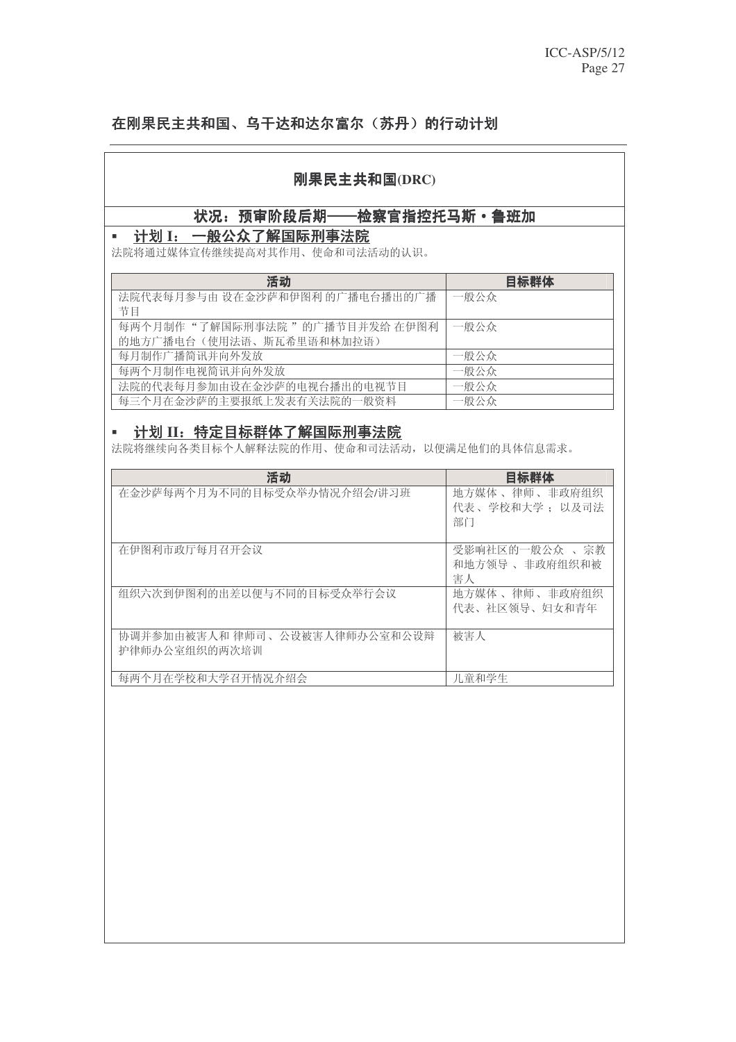## 在刚果民主共和国、乌干达和达尔富尔（苏丹）的行动计划

### 刚果民主共和国(DRC)

### 状况：预审阶段后期——检察官指控托马斯·鲁班加

- **计划 I： 一般公众了解国际刑事法院**

法院将通过媒体宣传继续提高对其作用、使命和司法活动的认识。

| 活动 | 目标群体 |
| --- | --- |
| 法院代表每月参与由 设在金沙萨和伊图利 的广播电台播出的广播节目 | 一般公众 |
| 每两个月制作“了解国际刑事法院 ”的广播节目并发给 在伊图利的地方广播电台（使用法语、斯瓦希里语和林加拉语） | 一般公众 |
| 每月制作广播简讯并向外发放 | 一般公众 |
| 每两个月制作电视简讯并向外发放 | 一般公众 |
| 法院的代表每月参加由设在金沙萨的电视台播出的电视节目 | 一般公众 |
| 每三个月在金沙萨的主要报纸上发表有关法院的一般资料 | 一般公众 |

- **计划 II：特定目标群体了解国际刑事法院**

法院将继续向各类目标个人解释法院的作用、使命和司法活动，以便满足他们的具体信息需求。

| 活动 | 目标群体 |
| --- | --- |
| 在金沙萨每两个月为不同的目标受众举办情况介绍会/讲习班 | 地方媒体 、律师、 非政府组织代表、 学校和大学 ；以及司法部门 |
| 在伊图利市政厅每月召开会议 | 受影响社区的一般公众 、宗教和地方领导 、非政府组织和被害人 |
| 组织六次到伊图利的出差以便与不同的目标受众举行会议 | 地方媒体 、律师 、非政府组织代表、社区领导、妇女和青年 |
| 协调并参加由被害人和 律师司、 公设被害人律师办公室和公设辩护律师办公室组织的两次培训 | 被害人 |
| 每两个月在学校和大学召开情况介绍会 | 儿童和学生 |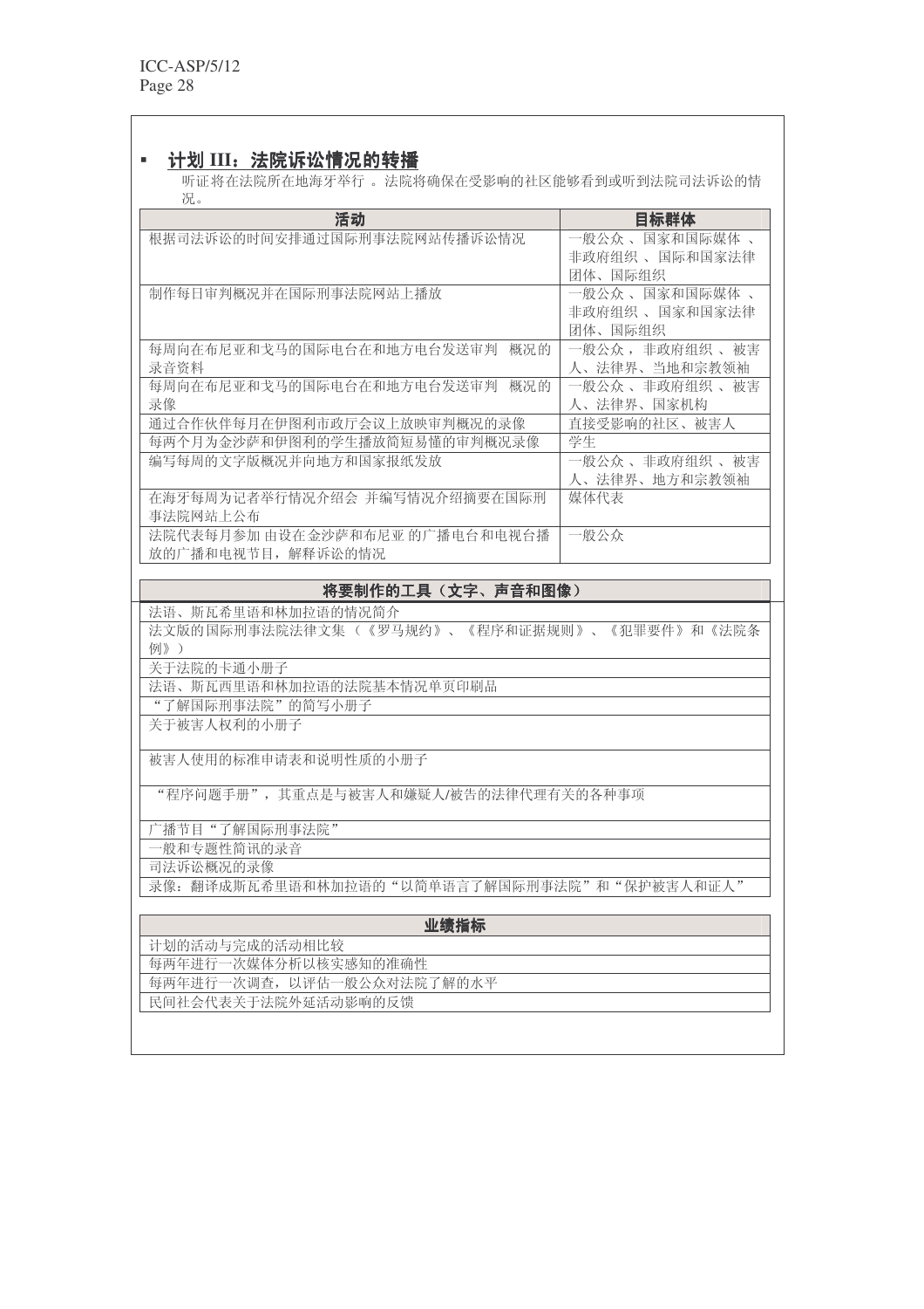- **计划 III：法院诉讼情况的转播**

听证将在法院所在地海牙举行 。法院将确保在受影响的社区能够看到或听到法院司法诉讼的情况。

| 活动 | 目标群体 |
| --- | --- |
| 根据司法诉讼的时间安排通过国际刑事法院网站传播诉讼情况 | 一般公众 、国家和国际媒体 、非政府组织 、国际和国家法律团体、国际组织 |
| 制作每日审判概况并在国际刑事法院网站上播放 | 一般公众 、国家和国际媒体 、非政府组织 、国家和国家法律团体、国际组织 |
| 每周向在布尼亚和戈马的国际电台在和地方电台发送审判 概况的录音资料 | 一般公众，非政府组织 、被害人、法律界、当地和宗教领袖 |
| 每周向在布尼亚和戈马的国际电台在和地方电台发送审判 概况的录像 | 一般公众 、非政府组织 、被害人、法律界、国家机构 |
| 通过合作伙伴每月在伊图利市政厅会议上放映审判概况的录像 | 直接受影响的社区、被害人 |
| 每两个月为金沙萨和伊图利的学生播放简短易懂的审判概况录像 | 学生 |
| 编写每周的文字版概况并向地方和国家报纸发放 | 一般公众 、非政府组织 、被害人、法律界、地方和宗教领袖 |
| 在海牙每周为记者举行情况介绍会 并编写情况介绍摘要在国际刑事法院网站上公布 | 媒体代表 |
| 法院代表每月参加 由设在金沙萨和布尼亚 的广播电台和电视台播放的广播和电视节目，解释诉讼的情况 | 一般公众 |

| 将要制作的工具（文字、声音和图像） |
| --- |
| 法语、斯瓦希里语和林加拉语的情况简介 |
| 法文版的国际刑事法院法律文集（《罗马规约》、《程序和证据规则》、《犯罪要件》和《法院条例》） |
| 关于法院的卡通小册子 |
| 法语、斯瓦西里语和林加拉语的法院基本情况单页印刷品 |
| “了解国际刑事法院”的简写小册子 |
| 关于被害人权利的小册子 |
| 被害人使用的标准申请表和说明性质的小册子 |
| “程序问题手册”，其重点是与被害人和嫌疑人/被告的法律代理有关的各种事项 |
| 广播节目“了解国际刑事法院” |
| 一般和专题性简讯的录音 |
| 司法诉讼概况的录像 |
| 录像：翻译成斯瓦希里语和林加拉语的“以简单语言了解国际刑事法院”和“保护被害人和证人” |

| 业绩指标 |
| --- |
| 计划的活动与完成的活动相比较 |
| 每两年进行一次媒体分析以核实感知的准确性 |
| 每两年进行一次调查，以评估一般公众对法院了解的水平 |
| 民间社会代表关于法院外延活动影响的反馈 |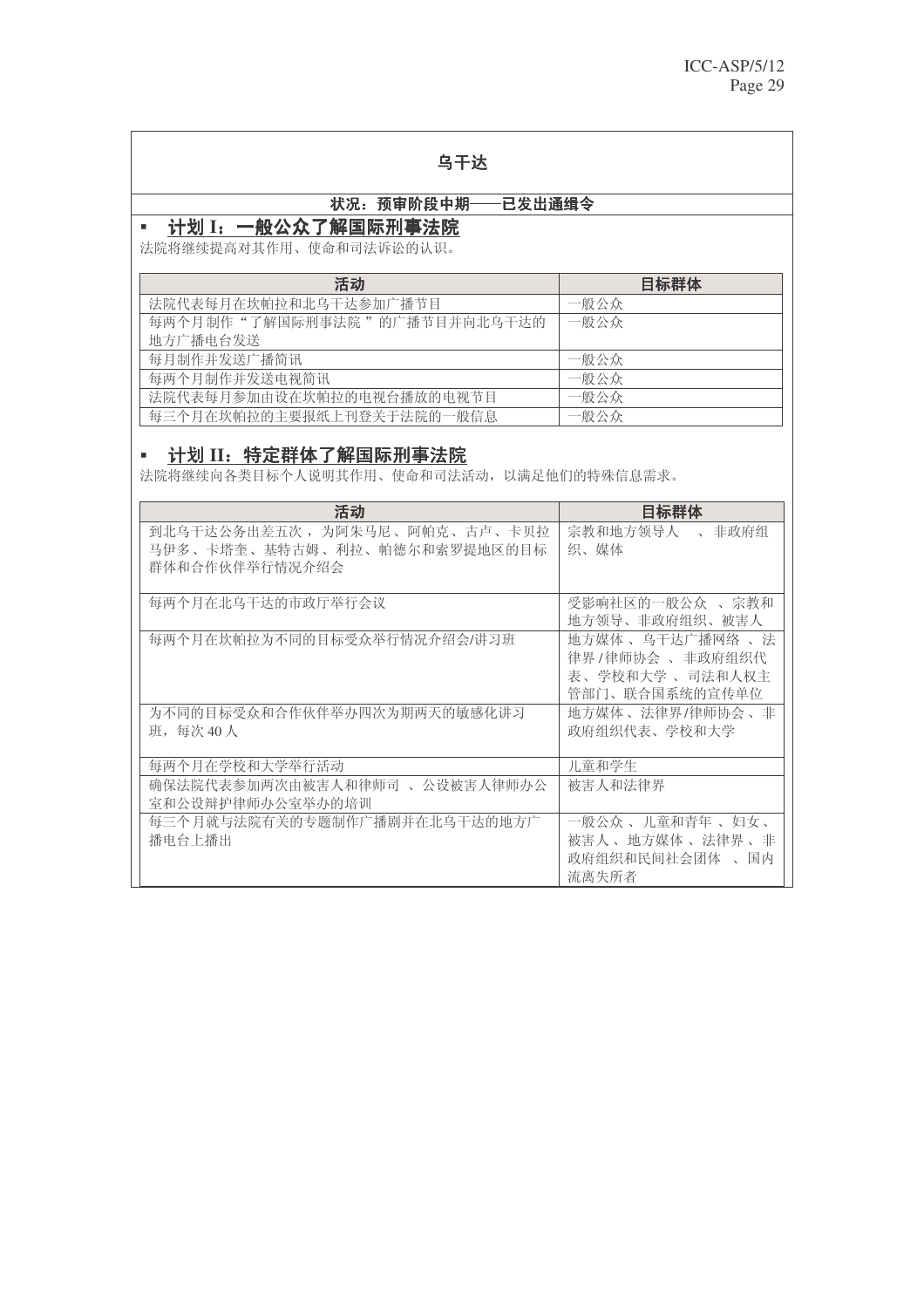## 乌干达

**状况：预审阶段中期——已发出通缉令**

### ▪ 计划 I：一般公众了解国际刑事法院

法院将继续提高对其作用、使命和司法诉讼的认识。

| 活动 | 目标群体 |
| --- | --- |
| 法院代表每月在坎帕拉和北乌干达参加广播节目 | 一般公众 |
| 每两个月制作“了解国际刑事法院”的广播节目并向北乌干达的地方广播电台发送 | 一般公众 |
| 每月制作并发送广播简讯 | 一般公众 |
| 每两个月制作并发送电视简讯 | 一般公众 |
| 法院代表每月参加由设在坎帕拉的电视台播放的电视节目 | 一般公众 |
| 每三个月在坎帕拉的主要报纸上刊登关于法院的一般信息 | 一般公众 |

### ▪ 计划 II：特定群体了解国际刑事法院

法院将继续向各类目标个人说明其作用、使命和司法活动，以满足他们的特殊信息需求。

| 活动 | 目标群体 |
| --- | --- |
| 到北乌干达公务出差五次，为阿朱马尼、阿帕克、古卢、卡贝拉马伊多、卡塔奎、基特古姆、利拉、帕德尔和索罗提地区的目标群体和合作伙伴举行情况介绍会 | 宗教和地方领导人、非政府组织、媒体 |
| 每两个月在北乌干达的市政厅举行会议 | 受影响社区的一般公众、宗教和地方领导、非政府组织、被害人 |
| 每两个月在坎帕拉为不同的目标受众举行情况介绍会/讲习班 | 地方媒体、乌干达广播网络、法律界/律师协会、非政府组织代表、学校和大学、司法和人权主管部门、联合国系统的宣传单位 |
| 为不同的目标受众和合作伙伴举办四次为期两天的敏感化讲习班，每次 40 人 | 地方媒体、法律界/律师协会、非政府组织代表、学校和大学 |
| 每两个月在学校和大学举行活动 | 儿童和学生 |
| 确保法院代表参加两次由被害人和律师司、公设被害人律师办公室和公设辩护律师办公室举办的培训 | 被害人和法律界 |
| 每三个月就与法院有关的专题制作广播剧并在北乌干达的地方广播电台上播出 | 一般公众、儿童和青年、妇女、被害人、地方媒体、法律界、非政府组织和民间社会团体、国内流离失所者 |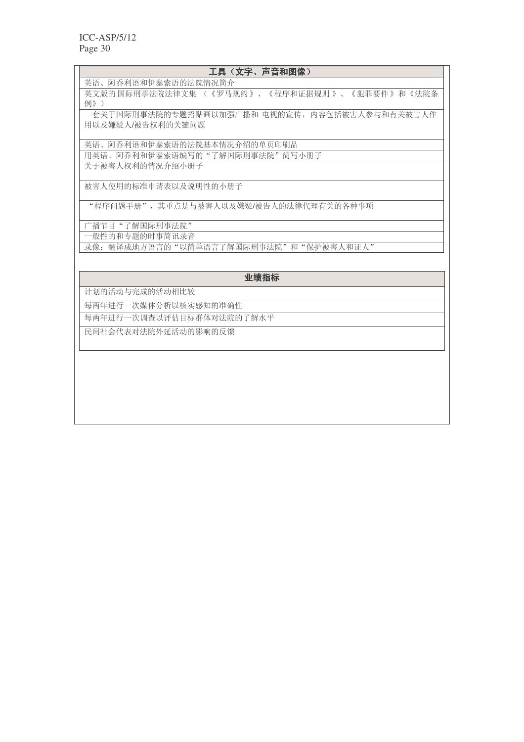| 工具（文字、声音和图像） |
| --- |
| 英语、阿乔利语和伊泰索语的法院情况简介 |
| 英文版的国际刑事法院法律文集 （《罗马规约》、《程序和证据规则》、《犯罪要件》和《法院条例》） |
| 一套关于国际刑事法院的专题招贴画以加强广播和 电视的宣传，内容包括被害人参与和有关被害人作用以及嫌疑人/被告权利的关键问题 |
| 英语、阿乔利语和伊泰索语的法院基本情况介绍的单页印刷品 |
| 用英语、阿乔利和伊泰索语编写的“了解国际刑事法院”简写小册子 |
| 关于被害人权利的情况介绍小册子 |
| 被害人使用的标准申请表以及说明性的小册子 |
| “程序问题手册”，其重点是与被害人以及嫌疑/被告人的法律代理有关的各种事项 |
| 广播节目“了解国际刑事法院” |
| 一般性的和专题的时事简讯录音 |
| 录像：翻译成地方语言的“以简单语言了解国际刑事法院”和“保护被害人和证人” |

| 业绩指标 |
| --- |
| 计划的活动与完成的活动相比较 |
| 每两年进行一次媒体分析以核实感知的准确性 |
| 每两年进行一次调查以评估目标群体对法院的了解水平 |
| 民间社会代表对法院外延活动的影响的反馈 |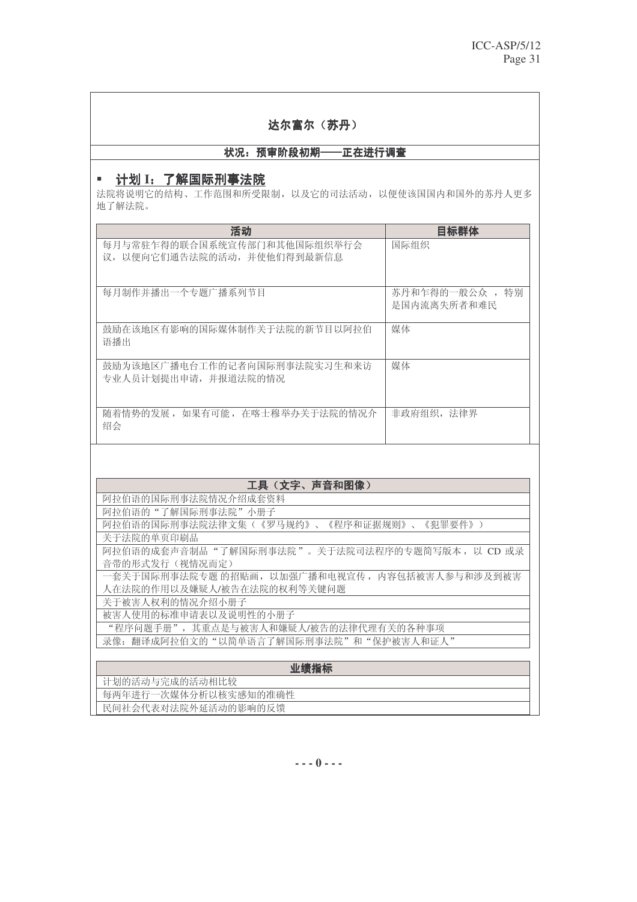## 达尔富尔（苏丹）

**状况：预审阶段初期——正在进行调查**

### ▪ 计划 I：了解国际刑事法院

法院将说明它的结构、工作范围和所受限制，以及它的司法活动，以便使该国国内和国外的苏丹人更多地了解法院。

| 活动 | 目标群体 |
| --- | --- |
| 每月与常驻乍得的联合国系统宣传部门和其他国际组织举行会议，以便向它们通告法院的活动，并使他们得到最新信息 | 国际组织 |
| 每月制作并播出一个专题广播系列节目 | 苏丹和乍得的一般公众 ，特别是国内流离失所者和难民 |
| 鼓励在该地区有影响的国际媒体制作关于法院的新节目以阿拉伯语播出 | 媒体 |
| 鼓励为该地区广播电台工作的记者向国际刑事法院实习生和来访专业人员计划提出申请，并报道法院的情况 | 媒体 |
| 随着情势的发展， 如果有可能， 在喀士穆举办关于法院的情况介绍会 | 非政府组织，法律界 |

| 工具（文字、声音和图像） |
| --- |
| 阿拉伯语的国际刑事法院情况介绍成套资料 |
| 阿拉伯语的“了解国际刑事法院”小册子 |
| 阿拉伯语的国际刑事法院法律文集（《罗马规约》、《程序和证据规则》、《犯罪要件》） |
| 关于法院的单页印刷品 |
| 阿拉伯语的成套声音制品“了解国际刑事法院”。关于法院司法程序的专题简写版本，以 CD 或录音带的形式发行（视情况而定） |
| 一套关于国际刑事法院专题 的招贴画，以加强广播和电视宣传，内容包括被害人参与和涉及到被害人在法院的作用以及嫌疑人/被告在法院的权利等关键问题 |
| 关于被害人权利的情况介绍小册子 |
| 被害人使用的标准申请表以及说明性的小册子 |
| “程序问题手册”，其重点是与被害人和嫌疑人/被告的法律代理有关的各种事项 |
| 录像：翻译成阿拉伯文的“以简单语言了解国际刑事法院”和“保护被害人和证人” |

| 业绩指标 |
| --- |
| 计划的活动与完成的活动相比较 |
| 每两年进行一次媒体分析以核实感知的准确性 |
| 民间社会代表对法院外延活动的影响的反馈 |

- - - 0 - - -